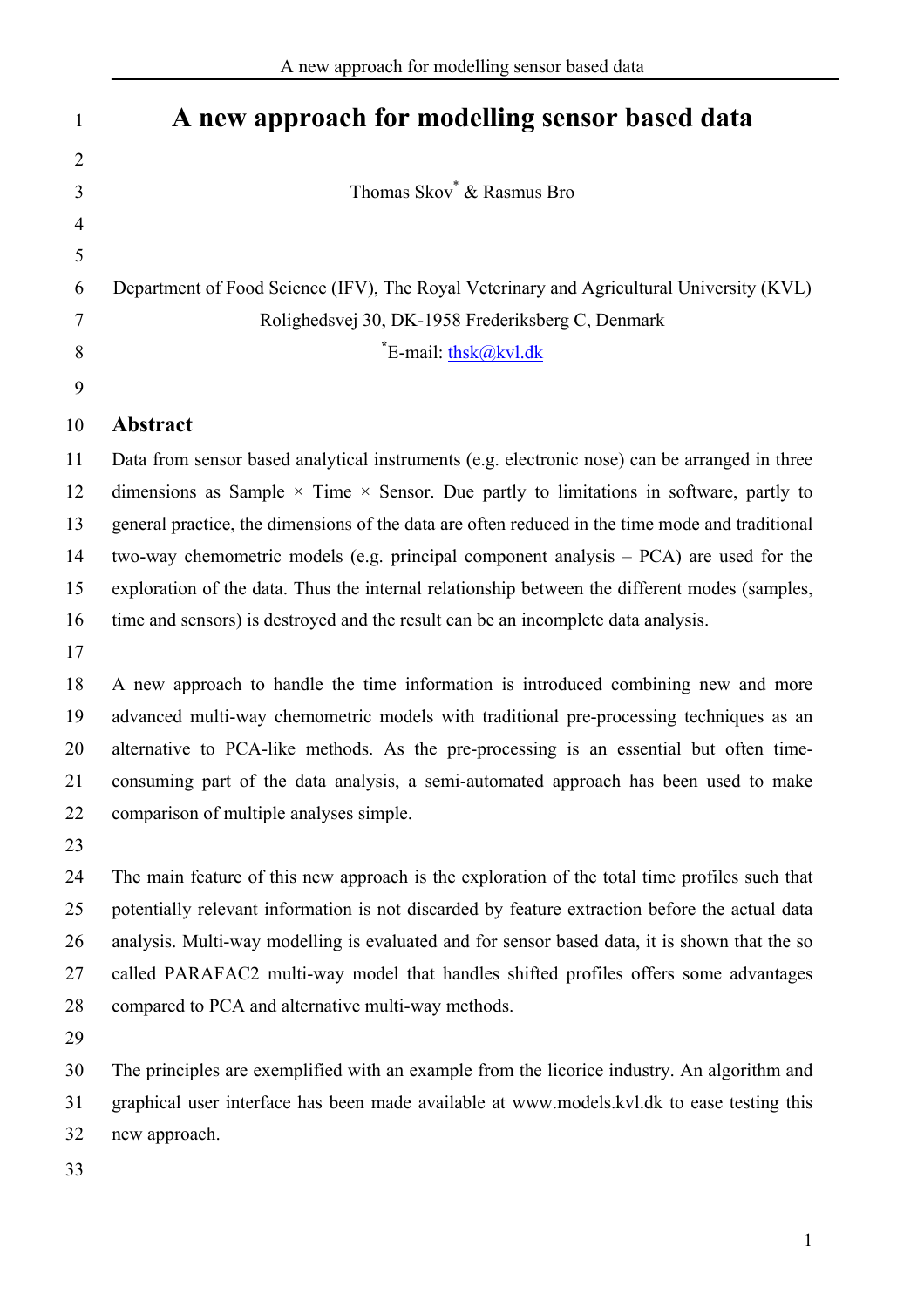# A new approach for modelling sensor based data

Thomas Skov* & Rasmus Bro

Department of Food Science (IFV), The Royal Veterinary and Agricultural University (KVL)
Rolighedsvej 30, DK-1958 Frederiksberg C, Denmark
*E-mail: thsk@kvl.dk

## Abstract

Data from sensor based analytical instruments (e.g. electronic nose) can be arranged in three dimensions as Sample × Time × Sensor. Due partly to limitations in software, partly to general practice, the dimensions of the data are often reduced in the time mode and traditional two-way chemometric models (e.g. principal component analysis – PCA) are used for the exploration of the data. Thus the internal relationship between the different modes (samples, time and sensors) is destroyed and the result can be an incomplete data analysis.

A new approach to handle the time information is introduced combining new and more advanced multi-way chemometric models with traditional pre-processing techniques as an alternative to PCA-like methods. As the pre-processing is an essential but often time-consuming part of the data analysis, a semi-automated approach has been used to make comparison of multiple analyses simple.

The main feature of this new approach is the exploration of the total time profiles such that potentially relevant information is not discarded by feature extraction before the actual data analysis. Multi-way modelling is evaluated and for sensor based data, it is shown that the so called PARAFAC2 multi-way model that handles shifted profiles offers some advantages compared to PCA and alternative multi-way methods.

The principles are exemplified with an example from the licorice industry. An algorithm and graphical user interface has been made available at www.models.kvl.dk to ease testing this new approach.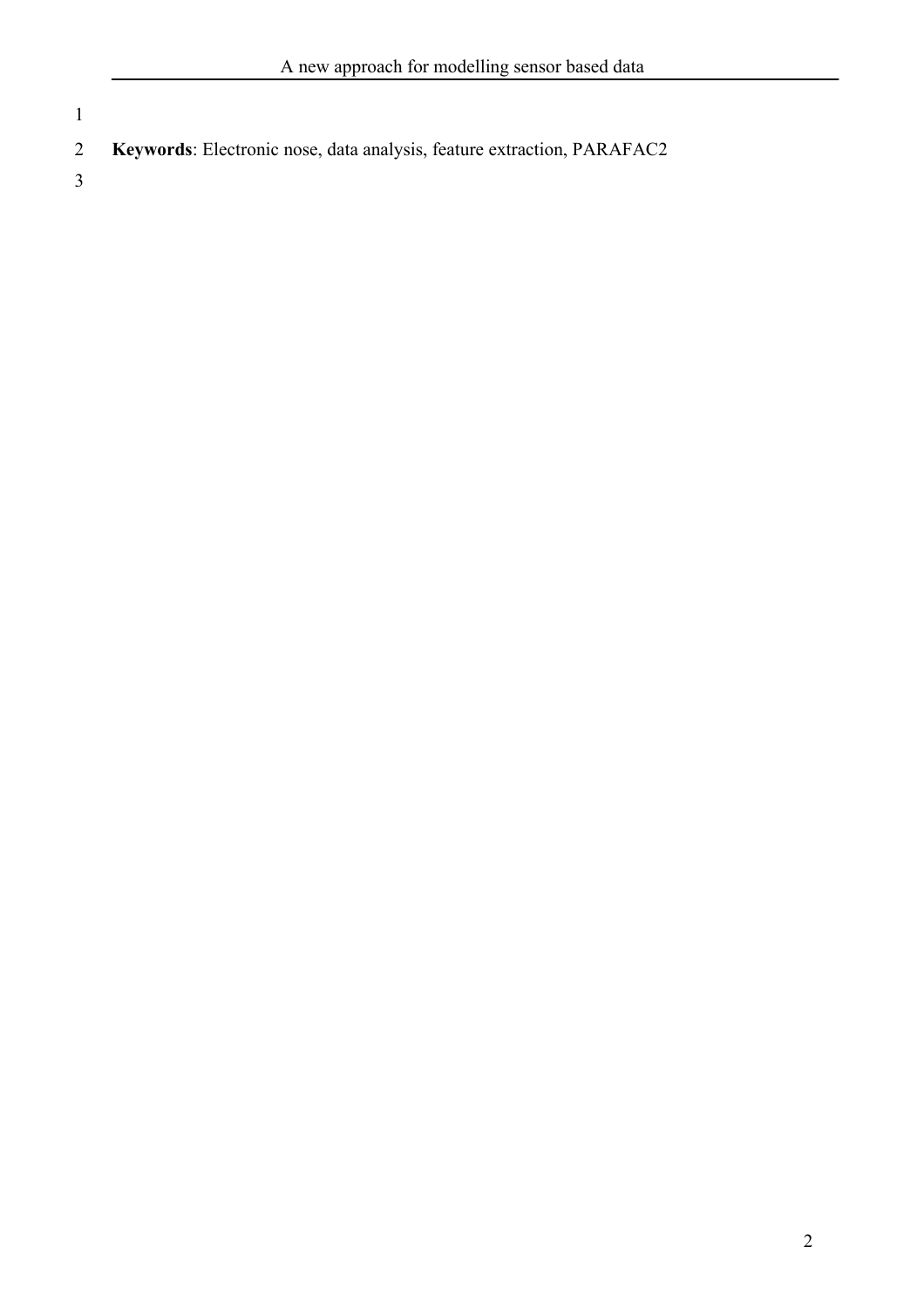**Keywords**: Electronic nose, data analysis, feature extraction, PARAFAC2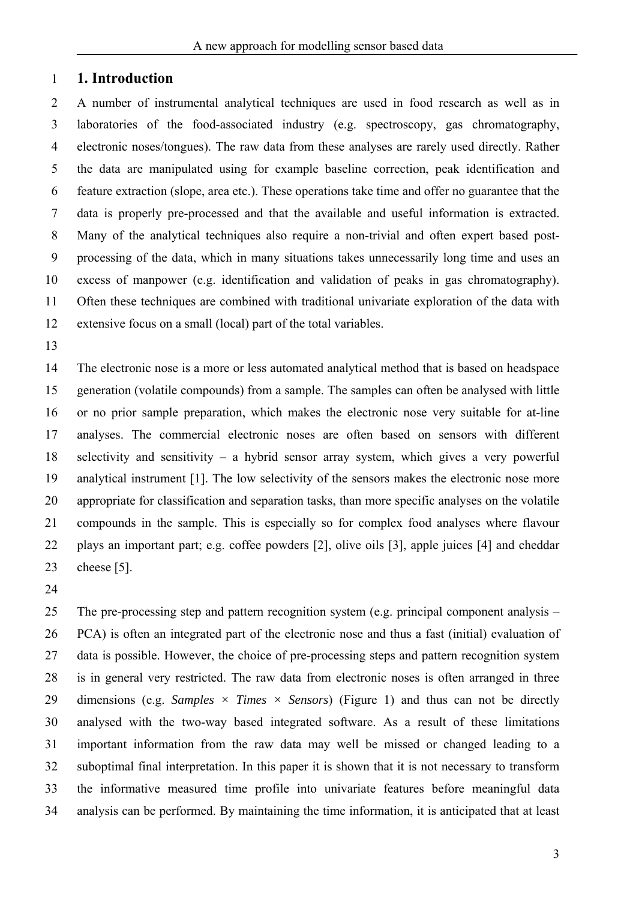## 1. Introduction

A number of instrumental analytical techniques are used in food research as well as in laboratories of the food-associated industry (e.g. spectroscopy, gas chromatography, electronic noses/tongues). The raw data from these analyses are rarely used directly. Rather the data are manipulated using for example baseline correction, peak identification and feature extraction (slope, area etc.). These operations take time and offer no guarantee that the data is properly pre-processed and that the available and useful information is extracted. Many of the analytical techniques also require a non-trivial and often expert based post-processing of the data, which in many situations takes unnecessarily long time and uses an excess of manpower (e.g. identification and validation of peaks in gas chromatography). Often these techniques are combined with traditional univariate exploration of the data with extensive focus on a small (local) part of the total variables.

The electronic nose is a more or less automated analytical method that is based on headspace generation (volatile compounds) from a sample. The samples can often be analysed with little or no prior sample preparation, which makes the electronic nose very suitable for at-line analyses. The commercial electronic noses are often based on sensors with different selectivity and sensitivity – a hybrid sensor array system, which gives a very powerful analytical instrument [1]. The low selectivity of the sensors makes the electronic nose more appropriate for classification and separation tasks, than more specific analyses on the volatile compounds in the sample. This is especially so for complex food analyses where flavour plays an important part; e.g. coffee powders [2], olive oils [3], apple juices [4] and cheddar cheese [5].

The pre-processing step and pattern recognition system (e.g. principal component analysis – PCA) is often an integrated part of the electronic nose and thus a fast (initial) evaluation of data is possible. However, the choice of pre-processing steps and pattern recognition system is in general very restricted. The raw data from electronic noses is often arranged in three dimensions (e.g. *Samples* × *Times* × *Sensors*) (Figure 1) and thus can not be directly analysed with the two-way based integrated software. As a result of these limitations important information from the raw data may well be missed or changed leading to a suboptimal final interpretation. In this paper it is shown that it is not necessary to transform the informative measured time profile into univariate features before meaningful data analysis can be performed. By maintaining the time information, it is anticipated that at least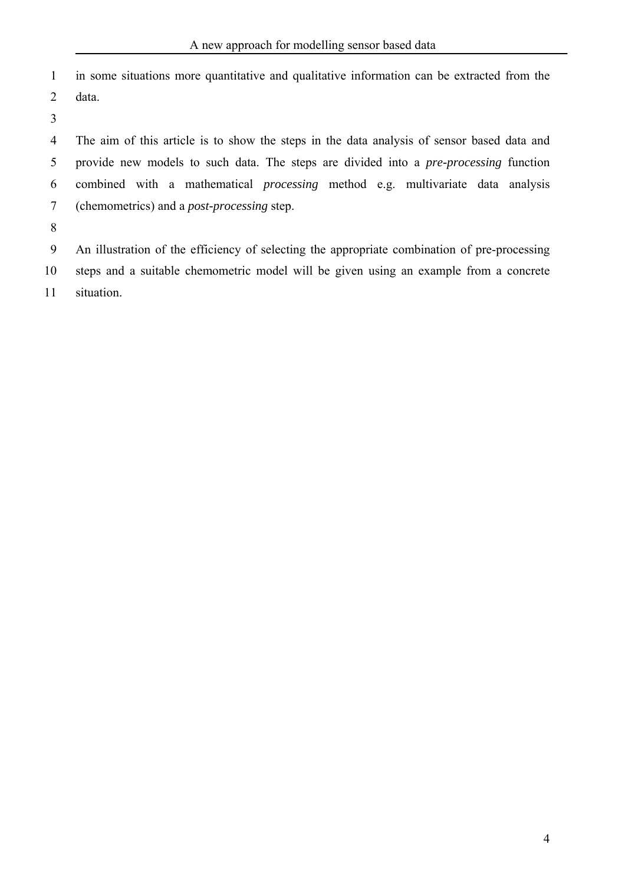in some situations more quantitative and qualitative information can be extracted from the data.

The aim of this article is to show the steps in the data analysis of sensor based data and provide new models to such data. The steps are divided into a *pre-processing* function combined with a mathematical *processing* method e.g. multivariate data analysis (chemometrics) and a *post-processing* step.

An illustration of the efficiency of selecting the appropriate combination of pre-processing steps and a suitable chemometric model will be given using an example from a concrete situation.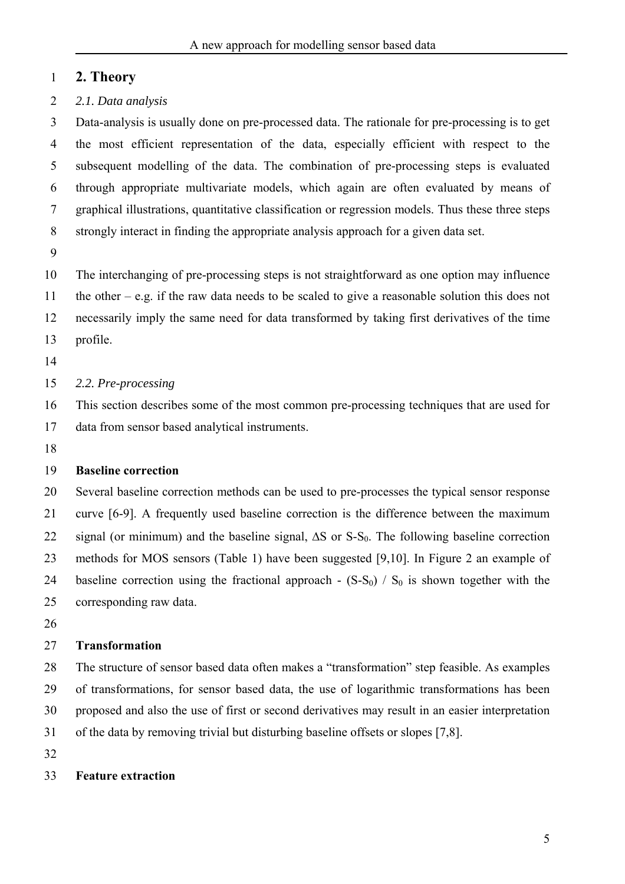## 2. Theory

### *2.1. Data analysis*

Data-analysis is usually done on pre-processed data. The rationale for pre-processing is to get the most efficient representation of the data, especially efficient with respect to the subsequent modelling of the data. The combination of pre-processing steps is evaluated through appropriate multivariate models, which again are often evaluated by means of graphical illustrations, quantitative classification or regression models. Thus these three steps strongly interact in finding the appropriate analysis approach for a given data set.

The interchanging of pre-processing steps is not straightforward as one option may influence the other – e.g. if the raw data needs to be scaled to give a reasonable solution this does not necessarily imply the same need for data transformed by taking first derivatives of the time profile.

### *2.2. Pre-processing*

This section describes some of the most common pre-processing techniques that are used for data from sensor based analytical instruments.

**Baseline correction**

Several baseline correction methods can be used to pre-processes the typical sensor response curve [6-9]. A frequently used baseline correction is the difference between the maximum signal (or minimum) and the baseline signal, $\Delta S$ or $S-S_0$. The following baseline correction methods for MOS sensors (Table 1) have been suggested [9,10]. In Figure 2 an example of baseline correction using the fractional approach - $(S-S_0) / S_0$ is shown together with the corresponding raw data.

**Transformation**

The structure of sensor based data often makes a "transformation" step feasible. As examples of transformations, for sensor based data, the use of logarithmic transformations has been proposed and also the use of first or second derivatives may result in an easier interpretation of the data by removing trivial but disturbing baseline offsets or slopes [7,8].

**Feature extraction**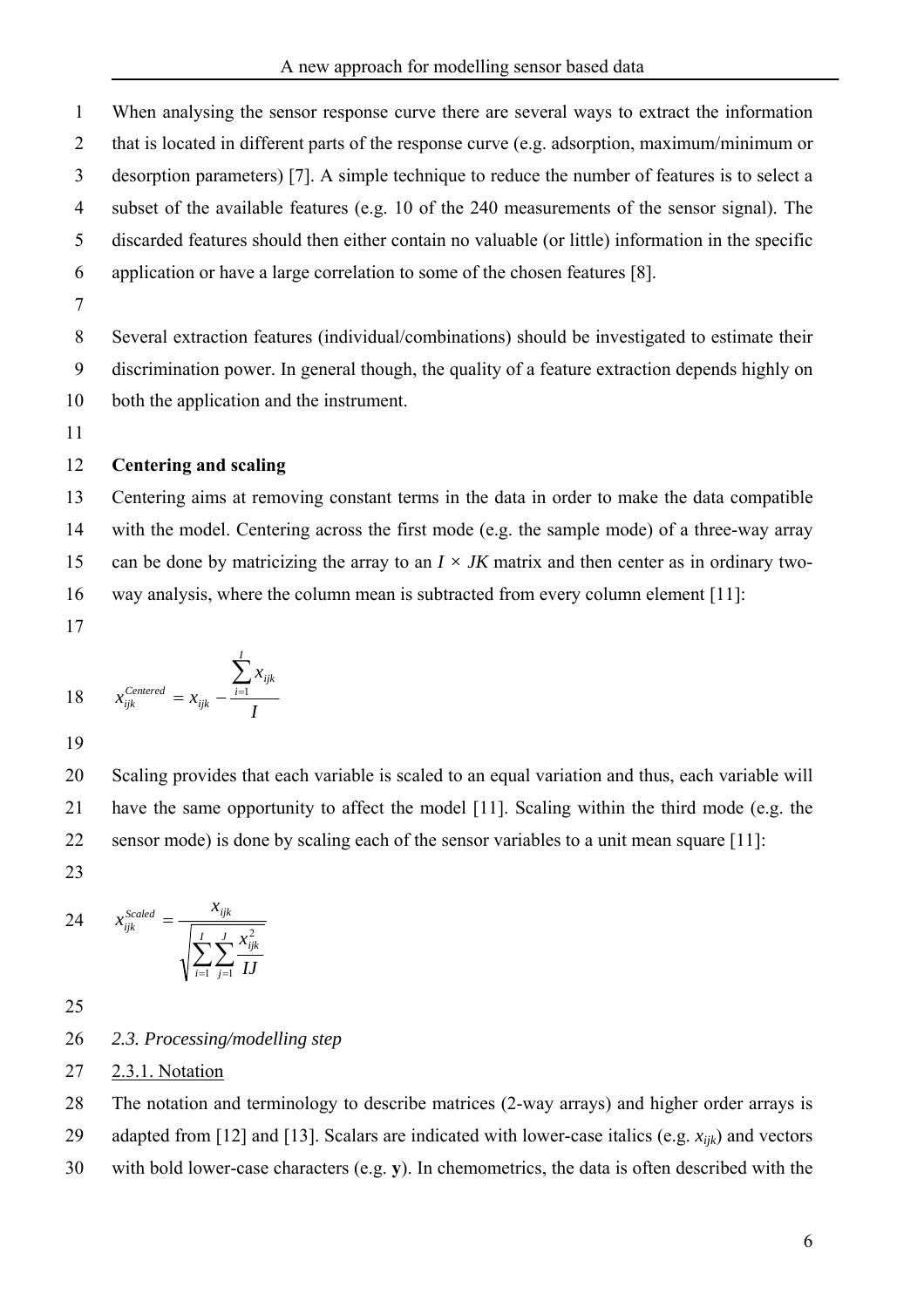When analysing the sensor response curve there are several ways to extract the information that is located in different parts of the response curve (e.g. adsorption, maximum/minimum or desorption parameters) [7]. A simple technique to reduce the number of features is to select a subset of the available features (e.g. 10 of the 240 measurements of the sensor signal). The discarded features should then either contain no valuable (or little) information in the specific application or have a large correlation to some of the chosen features [8].

Several extraction features (individual/combinations) should be investigated to estimate their discrimination power. In general though, the quality of a feature extraction depends highly on both the application and the instrument.

**Centering and scaling**

Centering aims at removing constant terms in the data in order to make the data compatible with the model. Centering across the first mode (e.g. the sample mode) of a three-way array can be done by matricizing the array to an $I \times JK$ matrix and then center as in ordinary two-way analysis, where the column mean is subtracted from every column element [11]:

$$x_{ijk}^{Centered} = x_{ijk} - \frac{\sum_{i=1}^{I} x_{ijk}}{I}$$

Scaling provides that each variable is scaled to an equal variation and thus, each variable will have the same opportunity to affect the model [11]. Scaling within the third mode (e.g. the sensor mode) is done by scaling each of the sensor variables to a unit mean square [11]:

$$x_{ijk}^{Scaled} = \frac{x_{ijk}}{\sqrt{\sum_{i=1}^{I} \sum_{j=1}^{J} \frac{x_{ijk}^2}{IJ}}}$$

*2.3. Processing/modelling step*

2.3.1. Notation

The notation and terminology to describe matrices (2-way arrays) and higher order arrays is adapted from [12] and [13]. Scalars are indicated with lower-case italics (e.g. $x_{ijk}$) and vectors with bold lower-case characters (e.g. **y**). In chemometrics, the data is often described with the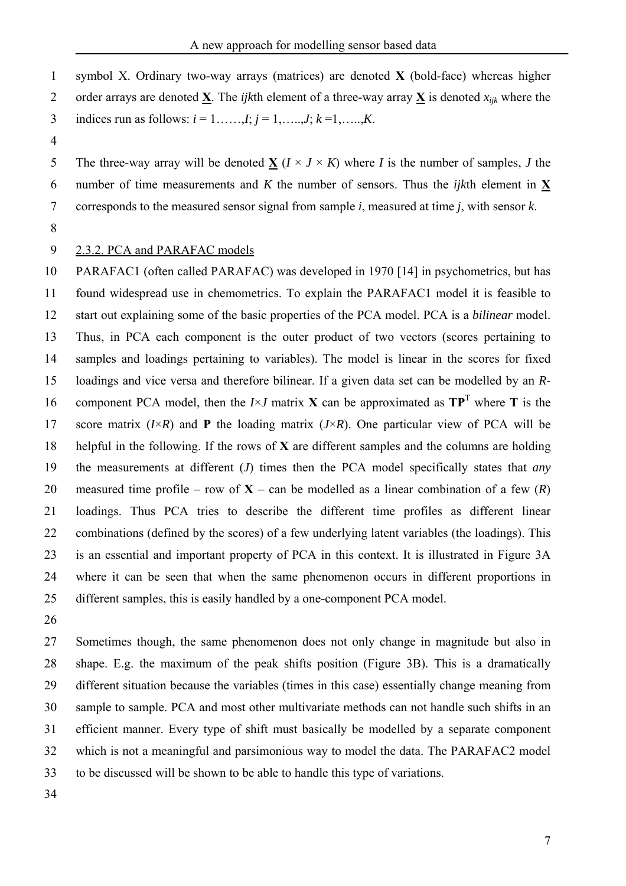symbol X. Ordinary two-way arrays (matrices) are denoted **X** (bold-face) whereas higher order arrays are denoted $\underline{\mathbf{X}}$. The *ijk*th element of a three-way array $\underline{\mathbf{X}}$ is denoted $x_{ijk}$ where the indices run as follows: $i = 1\ldots\ldots,I$; $j = 1,\ldots..,J$; $k = 1,\ldots..,K$.

The three-way array will be denoted $\underline{\mathbf{X}}$ ($I \times J \times K$) where $I$ is the number of samples, $J$ the number of time measurements and $K$ the number of sensors. Thus the *ijk*th element in $\underline{\mathbf{X}}$ corresponds to the measured sensor signal from sample $i$, measured at time $j$, with sensor $k$.

### 2.3.2. PCA and PARAFAC models

PARAFAC1 (often called PARAFAC) was developed in 1970 [14] in psychometrics, but has found widespread use in chemometrics. To explain the PARAFAC1 model it is feasible to start out explaining some of the basic properties of the PCA model. PCA is a *bilinear* model. Thus, in PCA each component is the outer product of two vectors (scores pertaining to samples and loadings pertaining to variables). The model is linear in the scores for fixed loadings and vice versa and therefore bilinear. If a given data set can be modelled by an $R$-component PCA model, then the $I \times J$ matrix **X** can be approximated as $\mathbf{TP}^{\mathrm{T}}$ where **T** is the score matrix ($I \times R$) and **P** the loading matrix ($J \times R$). One particular view of PCA will be helpful in the following. If the rows of **X** are different samples and the columns are holding the measurements at different ($J$) times then the PCA model specifically states that *any* measured time profile – row of **X** – can be modelled as a linear combination of a few ($R$) loadings. Thus PCA tries to describe the different time profiles as different linear combinations (defined by the scores) of a few underlying latent variables (the loadings). This is an essential and important property of PCA in this context. It is illustrated in Figure 3A where it can be seen that when the same phenomenon occurs in different proportions in different samples, this is easily handled by a one-component PCA model.

Sometimes though, the same phenomenon does not only change in magnitude but also in shape. E.g. the maximum of the peak shifts position (Figure 3B). This is a dramatically different situation because the variables (times in this case) essentially change meaning from sample to sample. PCA and most other multivariate methods can not handle such shifts in an efficient manner. Every type of shift must basically be modelled by a separate component which is not a meaningful and parsimonious way to model the data. The PARAFAC2 model to be discussed will be shown to be able to handle this type of variations.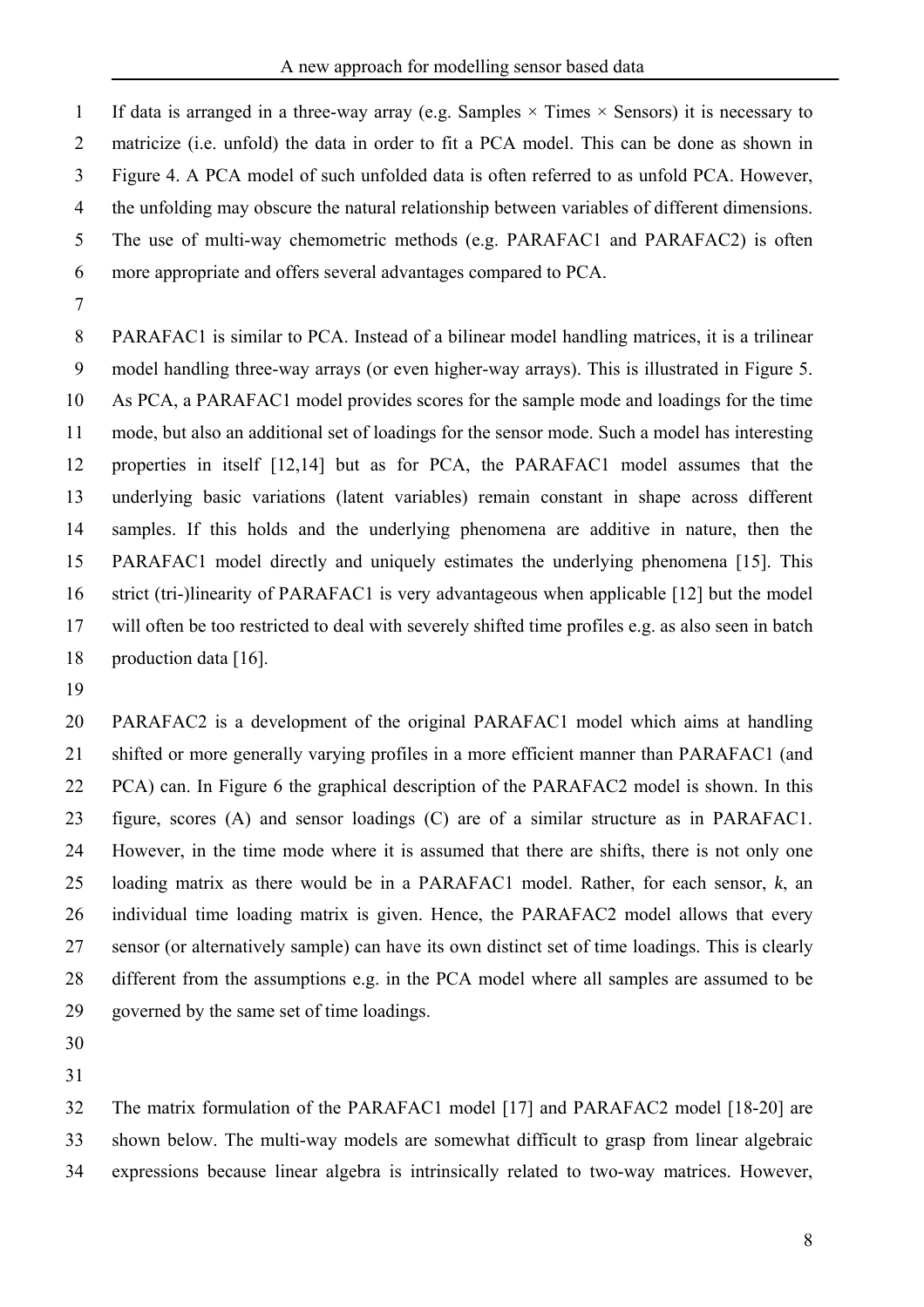If data is arranged in a three-way array (e.g. Samples × Times × Sensors) it is necessary to matricize (i.e. unfold) the data in order to fit a PCA model. This can be done as shown in Figure 4. A PCA model of such unfolded data is often referred to as unfold PCA. However, the unfolding may obscure the natural relationship between variables of different dimensions. The use of multi-way chemometric methods (e.g. PARAFAC1 and PARAFAC2) is often more appropriate and offers several advantages compared to PCA.

PARAFAC1 is similar to PCA. Instead of a bilinear model handling matrices, it is a trilinear model handling three-way arrays (or even higher-way arrays). This is illustrated in Figure 5. As PCA, a PARAFAC1 model provides scores for the sample mode and loadings for the time mode, but also an additional set of loadings for the sensor mode. Such a model has interesting properties in itself [12,14] but as for PCA, the PARAFAC1 model assumes that the underlying basic variations (latent variables) remain constant in shape across different samples. If this holds and the underlying phenomena are additive in nature, then the PARAFAC1 model directly and uniquely estimates the underlying phenomena [15]. This strict (tri-)linearity of PARAFAC1 is very advantageous when applicable [12] but the model will often be too restricted to deal with severely shifted time profiles e.g. as also seen in batch production data [16].

PARAFAC2 is a development of the original PARAFAC1 model which aims at handling shifted or more generally varying profiles in a more efficient manner than PARAFAC1 (and PCA) can. In Figure 6 the graphical description of the PARAFAC2 model is shown. In this figure, scores (A) and sensor loadings (C) are of a similar structure as in PARAFAC1. However, in the time mode where it is assumed that there are shifts, there is not only one loading matrix as there would be in a PARAFAC1 model. Rather, for each sensor, $k$, an individual time loading matrix is given. Hence, the PARAFAC2 model allows that every sensor (or alternatively sample) can have its own distinct set of time loadings. This is clearly different from the assumptions e.g. in the PCA model where all samples are assumed to be governed by the same set of time loadings.

The matrix formulation of the PARAFAC1 model [17] and PARAFAC2 model [18-20] are shown below. The multi-way models are somewhat difficult to grasp from linear algebraic expressions because linear algebra is intrinsically related to two-way matrices. However,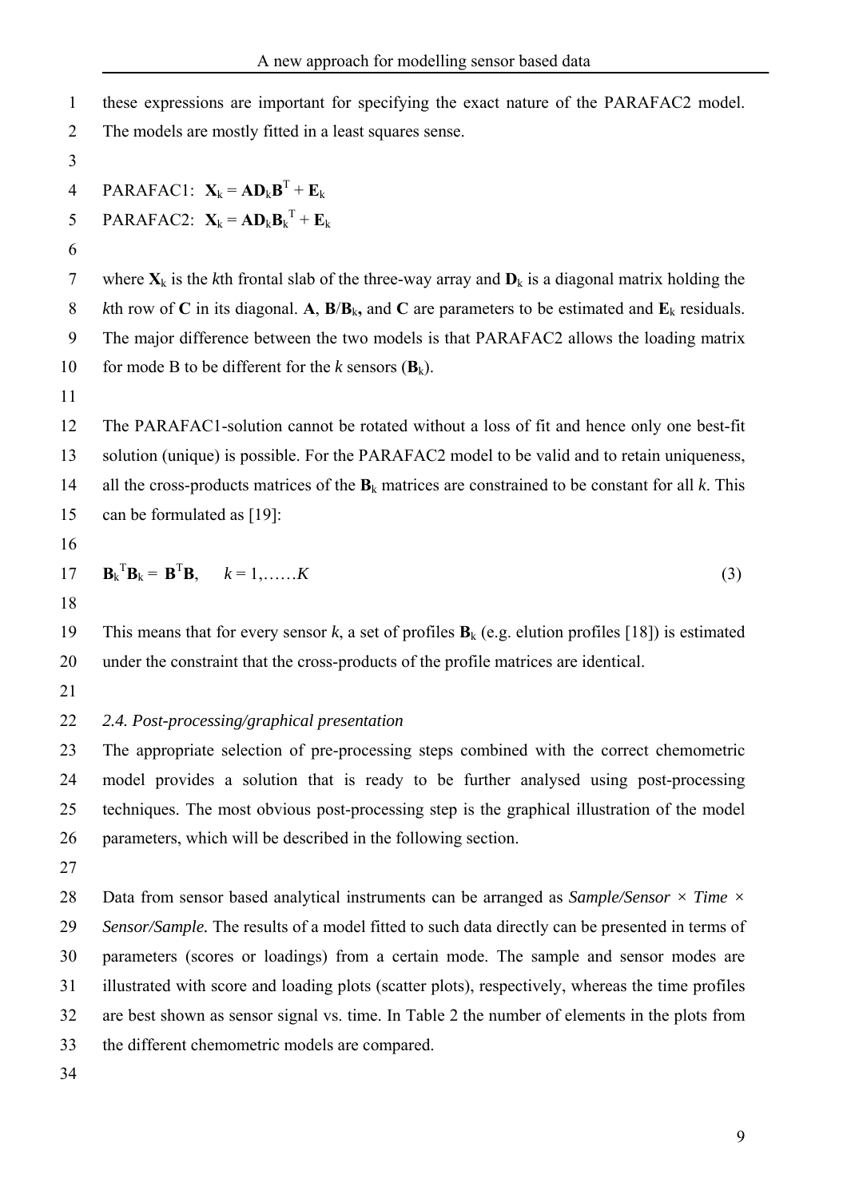these expressions are important for specifying the exact nature of the PARAFAC2 model. The models are mostly fitted in a least squares sense.

PARAFAC1: $\mathbf{X}_k = \mathbf{A}\mathbf{D}_k\mathbf{B}^T + \mathbf{E}_k$

PARAFAC2: $\mathbf{X}_k = \mathbf{A}\mathbf{D}_k\mathbf{B}_k^T + \mathbf{E}_k$

where $\mathbf{X}_k$ is the *k*th frontal slab of the three-way array and $\mathbf{D}_k$ is a diagonal matrix holding the *k*th row of $\mathbf{C}$ in its diagonal. $\mathbf{A}$, $\mathbf{B}$/$\mathbf{B}_k$, and $\mathbf{C}$ are parameters to be estimated and $\mathbf{E}_k$ residuals. The major difference between the two models is that PARAFAC2 allows the loading matrix for mode B to be different for the *k* sensors ($\mathbf{B}_k$).

The PARAFAC1-solution cannot be rotated without a loss of fit and hence only one best-fit solution (unique) is possible. For the PARAFAC2 model to be valid and to retain uniqueness, all the cross-products matrices of the $\mathbf{B}_k$ matrices are constrained to be constant for all *k*. This can be formulated as [19]:

$$\mathbf{B}_k^T\mathbf{B}_k = \mathbf{B}^T\mathbf{B}, \quad k = 1, \ldots\ldots K \tag{3}$$

This means that for every sensor *k*, a set of profiles $\mathbf{B}_k$ (e.g. elution profiles [18]) is estimated under the constraint that the cross-products of the profile matrices are identical.

### *2.4. Post-processing/graphical presentation*

The appropriate selection of pre-processing steps combined with the correct chemometric model provides a solution that is ready to be further analysed using post-processing techniques. The most obvious post-processing step is the graphical illustration of the model parameters, which will be described in the following section.

Data from sensor based analytical instruments can be arranged as *Sample/Sensor × Time × Sensor/Sample.* The results of a model fitted to such data directly can be presented in terms of parameters (scores or loadings) from a certain mode. The sample and sensor modes are illustrated with score and loading plots (scatter plots), respectively, whereas the time profiles are best shown as sensor signal vs. time. In Table 2 the number of elements in the plots from the different chemometric models are compared.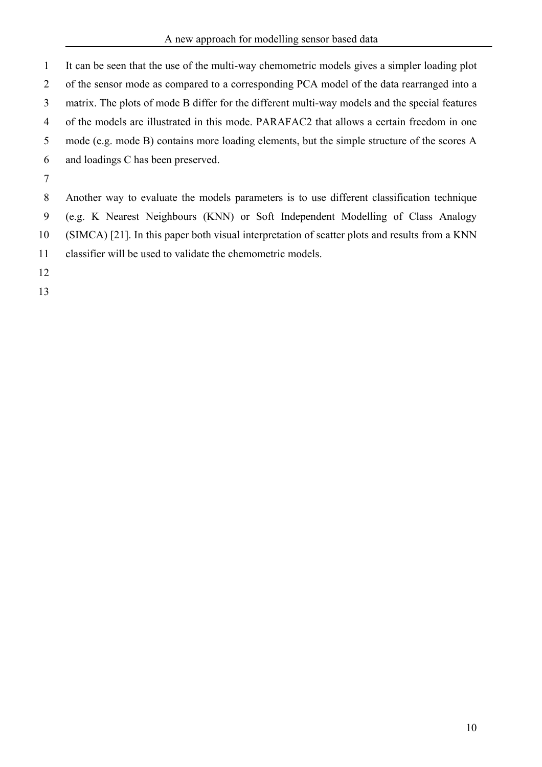It can be seen that the use of the multi-way chemometric models gives a simpler loading plot of the sensor mode as compared to a corresponding PCA model of the data rearranged into a matrix. The plots of mode B differ for the different multi-way models and the special features of the models are illustrated in this mode. PARAFAC2 that allows a certain freedom in one mode (e.g. mode B) contains more loading elements, but the simple structure of the scores A and loadings C has been preserved.

Another way to evaluate the models parameters is to use different classification technique (e.g. K Nearest Neighbours (KNN) or Soft Independent Modelling of Class Analogy (SIMCA) [21]. In this paper both visual interpretation of scatter plots and results from a KNN classifier will be used to validate the chemometric models.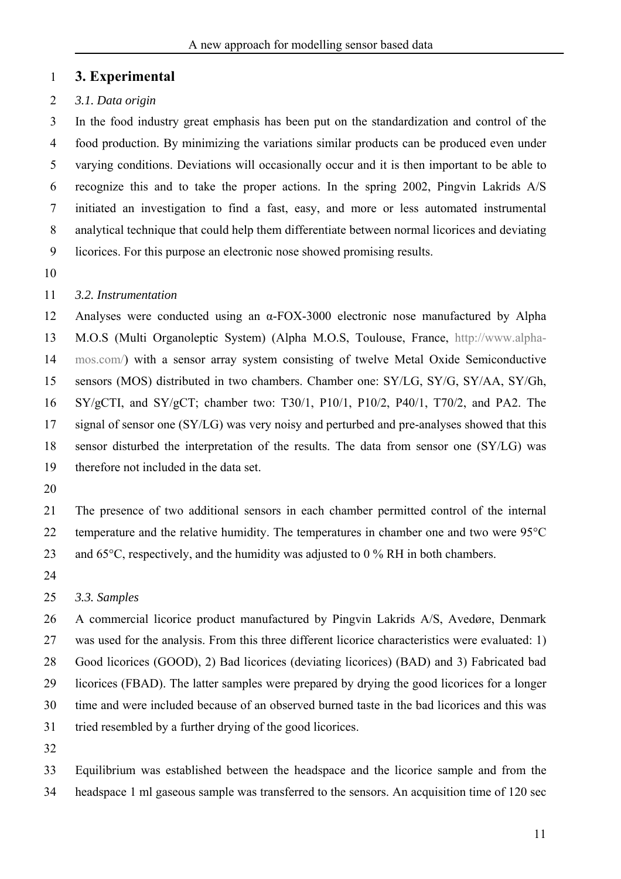## 3. Experimental

### *3.1. Data origin*

In the food industry great emphasis has been put on the standardization and control of the food production. By minimizing the variations similar products can be produced even under varying conditions. Deviations will occasionally occur and it is then important to be able to recognize this and to take the proper actions. In the spring 2002, Pingvin Lakrids A/S initiated an investigation to find a fast, easy, and more or less automated instrumental analytical technique that could help them differentiate between normal licorices and deviating licorices. For this purpose an electronic nose showed promising results.

### *3.2. Instrumentation*

Analyses were conducted using an α-FOX-3000 electronic nose manufactured by Alpha M.O.S (Multi Organoleptic System) (Alpha M.O.S, Toulouse, France, http://www.alpha-mos.com/) with a sensor array system consisting of twelve Metal Oxide Semiconductive sensors (MOS) distributed in two chambers. Chamber one: SY/LG, SY/G, SY/AA, SY/Gh, SY/gCTI, and SY/gCT; chamber two: T30/1, P10/1, P10/2, P40/1, T70/2, and PA2. The signal of sensor one (SY/LG) was very noisy and perturbed and pre-analyses showed that this sensor disturbed the interpretation of the results. The data from sensor one (SY/LG) was therefore not included in the data set.

The presence of two additional sensors in each chamber permitted control of the internal temperature and the relative humidity. The temperatures in chamber one and two were 95°C and 65°C, respectively, and the humidity was adjusted to 0 % RH in both chambers.

### *3.3. Samples*

A commercial licorice product manufactured by Pingvin Lakrids A/S, Avedøre, Denmark was used for the analysis. From this three different licorice characteristics were evaluated: 1) Good licorices (GOOD), 2) Bad licorices (deviating licorices) (BAD) and 3) Fabricated bad licorices (FBAD). The latter samples were prepared by drying the good licorices for a longer time and were included because of an observed burned taste in the bad licorices and this was tried resembled by a further drying of the good licorices.

Equilibrium was established between the headspace and the licorice sample and from the headspace 1 ml gaseous sample was transferred to the sensors. An acquisition time of 120 sec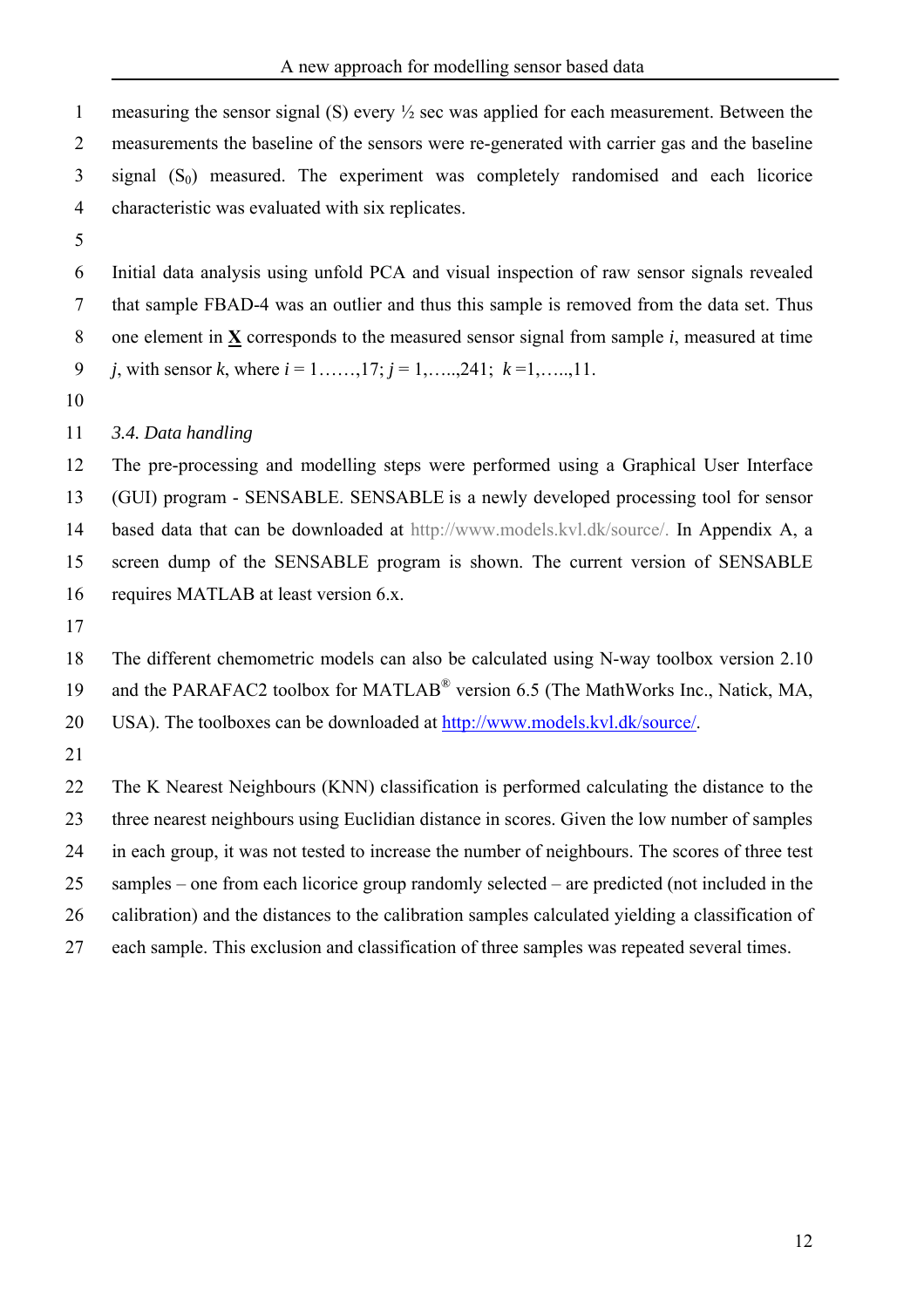measuring the sensor signal (S) every ½ sec was applied for each measurement. Between the measurements the baseline of the sensors were re-generated with carrier gas and the baseline signal ($S_0$) measured. The experiment was completely randomised and each licorice characteristic was evaluated with six replicates.

Initial data analysis using unfold PCA and visual inspection of raw sensor signals revealed that sample FBAD-4 was an outlier and thus this sample is removed from the data set. Thus one element in $\underline{\mathbf{X}}$ corresponds to the measured sensor signal from sample *i*, measured at time *j*, with sensor *k*, where $i = 1……,17$; $j = 1,…..,241$; $k = 1,…..,11$.

### *3.4. Data handling*

The pre-processing and modelling steps were performed using a Graphical User Interface (GUI) program - SENSABLE. SENSABLE is a newly developed processing tool for sensor based data that can be downloaded at http://www.models.kvl.dk/source/. In Appendix A, a screen dump of the SENSABLE program is shown. The current version of SENSABLE requires MATLAB at least version 6.x.

The different chemometric models can also be calculated using N-way toolbox version 2.10 and the PARAFAC2 toolbox for MATLAB® version 6.5 (The MathWorks Inc., Natick, MA, USA). The toolboxes can be downloaded at http://www.models.kvl.dk/source/.

The K Nearest Neighbours (KNN) classification is performed calculating the distance to the three nearest neighbours using Euclidian distance in scores. Given the low number of samples in each group, it was not tested to increase the number of neighbours. The scores of three test samples – one from each licorice group randomly selected – are predicted (not included in the calibration) and the distances to the calibration samples calculated yielding a classification of each sample. This exclusion and classification of three samples was repeated several times.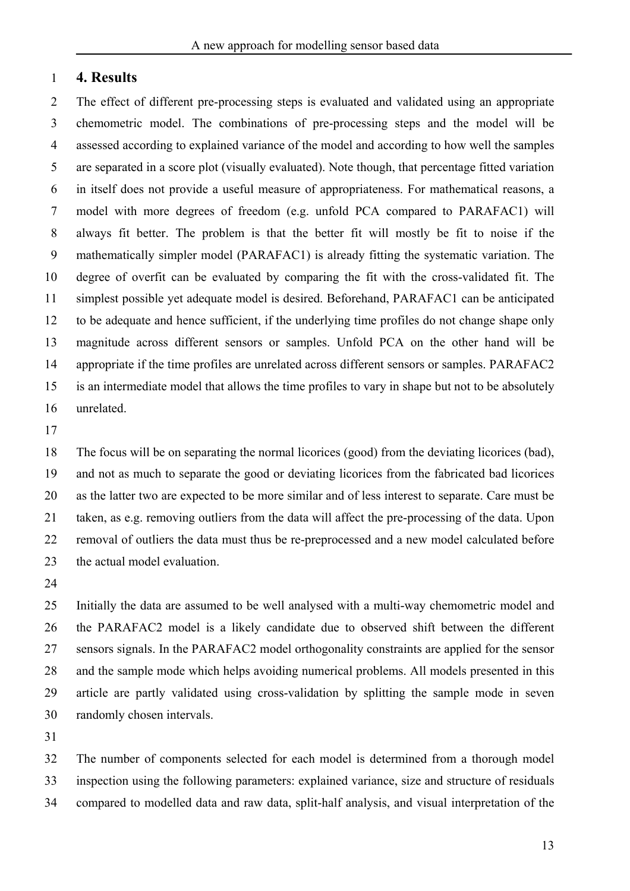## 4. Results

The effect of different pre-processing steps is evaluated and validated using an appropriate chemometric model. The combinations of pre-processing steps and the model will be assessed according to explained variance of the model and according to how well the samples are separated in a score plot (visually evaluated). Note though, that percentage fitted variation in itself does not provide a useful measure of appropriateness. For mathematical reasons, a model with more degrees of freedom (e.g. unfold PCA compared to PARAFAC1) will always fit better. The problem is that the better fit will mostly be fit to noise if the mathematically simpler model (PARAFAC1) is already fitting the systematic variation. The degree of overfit can be evaluated by comparing the fit with the cross-validated fit. The simplest possible yet adequate model is desired. Beforehand, PARAFAC1 can be anticipated to be adequate and hence sufficient, if the underlying time profiles do not change shape only magnitude across different sensors or samples. Unfold PCA on the other hand will be appropriate if the time profiles are unrelated across different sensors or samples. PARAFAC2 is an intermediate model that allows the time profiles to vary in shape but not to be absolutely unrelated.

The focus will be on separating the normal licorices (good) from the deviating licorices (bad), and not as much to separate the good or deviating licorices from the fabricated bad licorices as the latter two are expected to be more similar and of less interest to separate. Care must be taken, as e.g. removing outliers from the data will affect the pre-processing of the data. Upon removal of outliers the data must thus be re-preprocessed and a new model calculated before the actual model evaluation.

Initially the data are assumed to be well analysed with a multi-way chemometric model and the PARAFAC2 model is a likely candidate due to observed shift between the different sensors signals. In the PARAFAC2 model orthogonality constraints are applied for the sensor and the sample mode which helps avoiding numerical problems. All models presented in this article are partly validated using cross-validation by splitting the sample mode in seven randomly chosen intervals.

The number of components selected for each model is determined from a thorough model inspection using the following parameters: explained variance, size and structure of residuals compared to modelled data and raw data, split-half analysis, and visual interpretation of the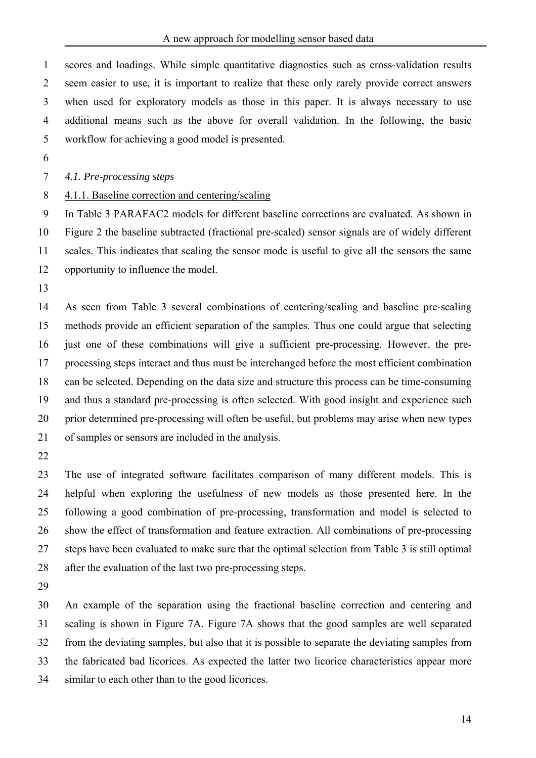scores and loadings. While simple quantitative diagnostics such as cross-validation results seem easier to use, it is important to realize that these only rarely provide correct answers when used for exploratory models as those in this paper. It is always necessary to use additional means such as the above for overall validation. In the following, the basic workflow for achieving a good model is presented.

### *4.1. Pre-processing steps*

#### 4.1.1. Baseline correction and centering/scaling

In Table 3 PARAFAC2 models for different baseline corrections are evaluated. As shown in Figure 2 the baseline subtracted (fractional pre-scaled) sensor signals are of widely different scales. This indicates that scaling the sensor mode is useful to give all the sensors the same opportunity to influence the model.

As seen from Table 3 several combinations of centering/scaling and baseline pre-scaling methods provide an efficient separation of the samples. Thus one could argue that selecting just one of these combinations will give a sufficient pre-processing. However, the pre-processing steps interact and thus must be interchanged before the most efficient combination can be selected. Depending on the data size and structure this process can be time-consuming and thus a standard pre-processing is often selected. With good insight and experience such prior determined pre-processing will often be useful, but problems may arise when new types of samples or sensors are included in the analysis.

The use of integrated software facilitates comparison of many different models. This is helpful when exploring the usefulness of new models as those presented here. In the following a good combination of pre-processing, transformation and model is selected to show the effect of transformation and feature extraction. All combinations of pre-processing steps have been evaluated to make sure that the optimal selection from Table 3 is still optimal after the evaluation of the last two pre-processing steps.

An example of the separation using the fractional baseline correction and centering and scaling is shown in Figure 7A. Figure 7A shows that the good samples are well separated from the deviating samples, but also that it is possible to separate the deviating samples from the fabricated bad licorices. As expected the latter two licorice characteristics appear more similar to each other than to the good licorices.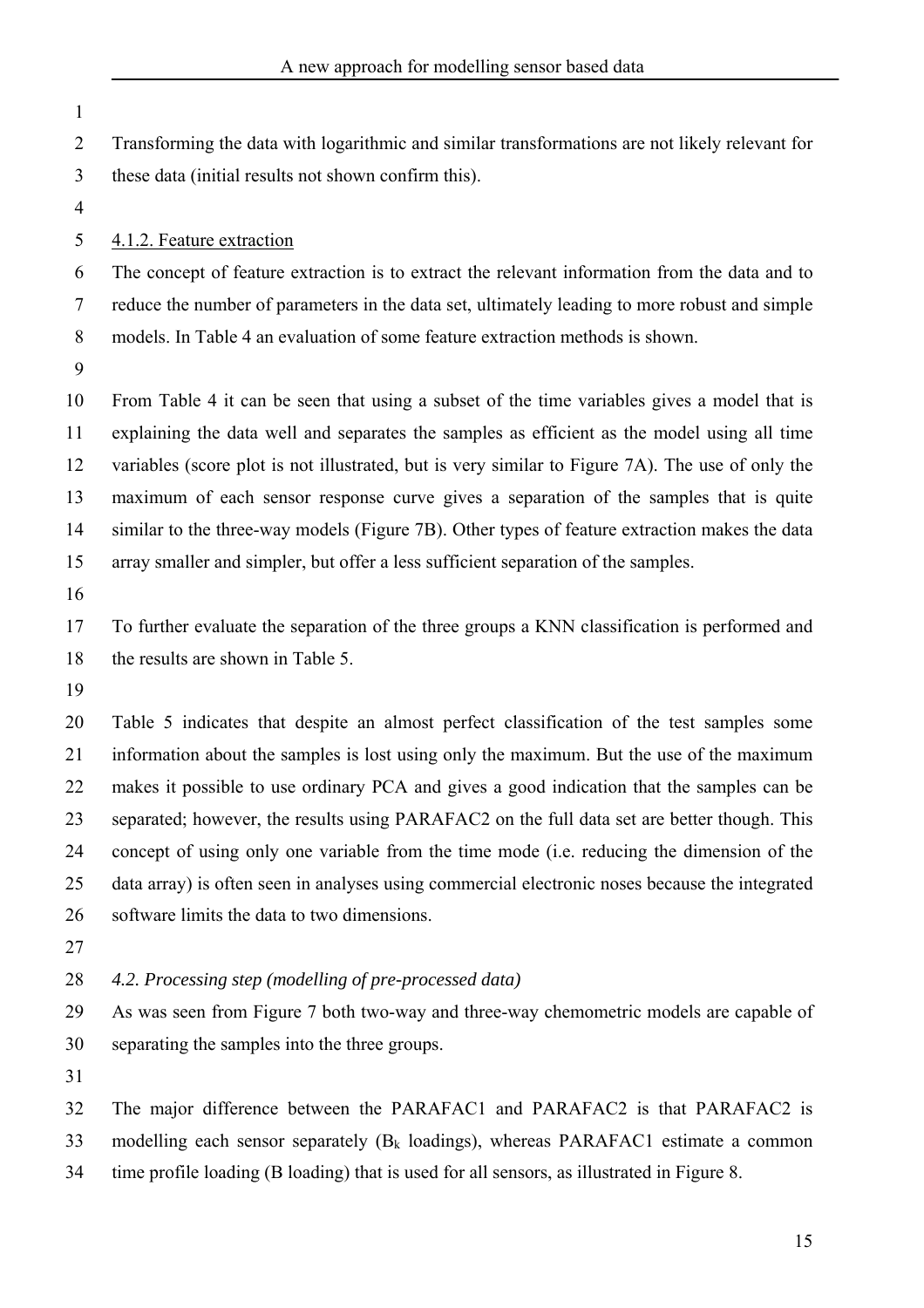Transforming the data with logarithmic and similar transformations are not likely relevant for these data (initial results not shown confirm this).

### 4.1.2. Feature extraction

The concept of feature extraction is to extract the relevant information from the data and to reduce the number of parameters in the data set, ultimately leading to more robust and simple models. In Table 4 an evaluation of some feature extraction methods is shown.

From Table 4 it can be seen that using a subset of the time variables gives a model that is explaining the data well and separates the samples as efficient as the model using all time variables (score plot is not illustrated, but is very similar to Figure 7A). The use of only the maximum of each sensor response curve gives a separation of the samples that is quite similar to the three-way models (Figure 7B). Other types of feature extraction makes the data array smaller and simpler, but offer a less sufficient separation of the samples.

To further evaluate the separation of the three groups a KNN classification is performed and the results are shown in Table 5.

Table 5 indicates that despite an almost perfect classification of the test samples some information about the samples is lost using only the maximum. But the use of the maximum makes it possible to use ordinary PCA and gives a good indication that the samples can be separated; however, the results using PARAFAC2 on the full data set are better though. This concept of using only one variable from the time mode (i.e. reducing the dimension of the data array) is often seen in analyses using commercial electronic noses because the integrated software limits the data to two dimensions.

## *4.2. Processing step (modelling of pre-processed data)*

As was seen from Figure 7 both two-way and three-way chemometric models are capable of separating the samples into the three groups.

The major difference between the PARAFAC1 and PARAFAC2 is that PARAFAC2 is modelling each sensor separately ($B_k$ loadings), whereas PARAFAC1 estimate a common time profile loading (B loading) that is used for all sensors, as illustrated in Figure 8.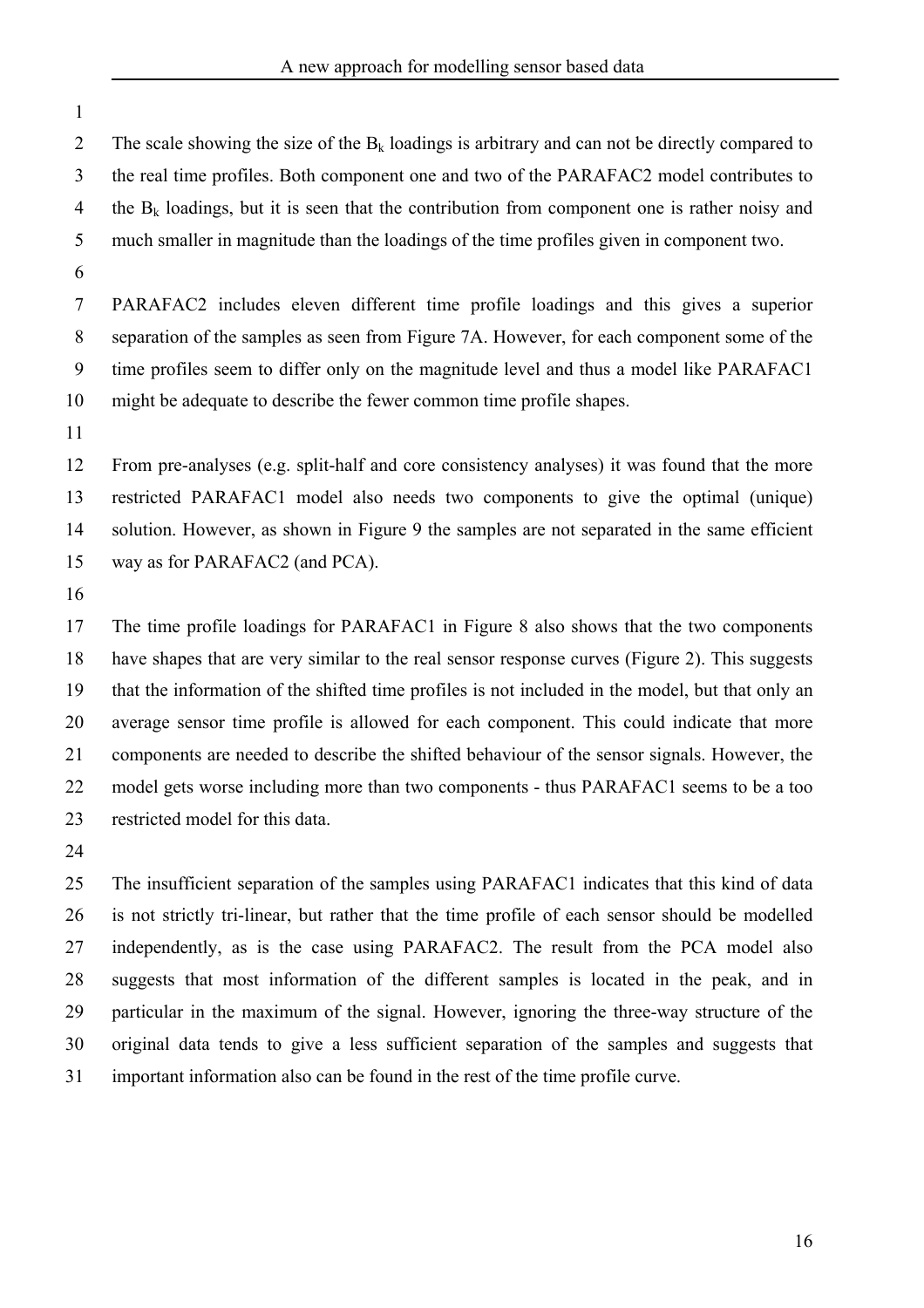The scale showing the size of the $B_k$ loadings is arbitrary and can not be directly compared to the real time profiles. Both component one and two of the PARAFAC2 model contributes to the $B_k$ loadings, but it is seen that the contribution from component one is rather noisy and much smaller in magnitude than the loadings of the time profiles given in component two.

PARAFAC2 includes eleven different time profile loadings and this gives a superior separation of the samples as seen from Figure 7A. However, for each component some of the time profiles seem to differ only on the magnitude level and thus a model like PARAFAC1 might be adequate to describe the fewer common time profile shapes.

From pre-analyses (e.g. split-half and core consistency analyses) it was found that the more restricted PARAFAC1 model also needs two components to give the optimal (unique) solution. However, as shown in Figure 9 the samples are not separated in the same efficient way as for PARAFAC2 (and PCA).

The time profile loadings for PARAFAC1 in Figure 8 also shows that the two components have shapes that are very similar to the real sensor response curves (Figure 2). This suggests that the information of the shifted time profiles is not included in the model, but that only an average sensor time profile is allowed for each component. This could indicate that more components are needed to describe the shifted behaviour of the sensor signals. However, the model gets worse including more than two components - thus PARAFAC1 seems to be a too restricted model for this data.

The insufficient separation of the samples using PARAFAC1 indicates that this kind of data is not strictly tri-linear, but rather that the time profile of each sensor should be modelled independently, as is the case using PARAFAC2. The result from the PCA model also suggests that most information of the different samples is located in the peak, and in particular in the maximum of the signal. However, ignoring the three-way structure of the original data tends to give a less sufficient separation of the samples and suggests that important information also can be found in the rest of the time profile curve.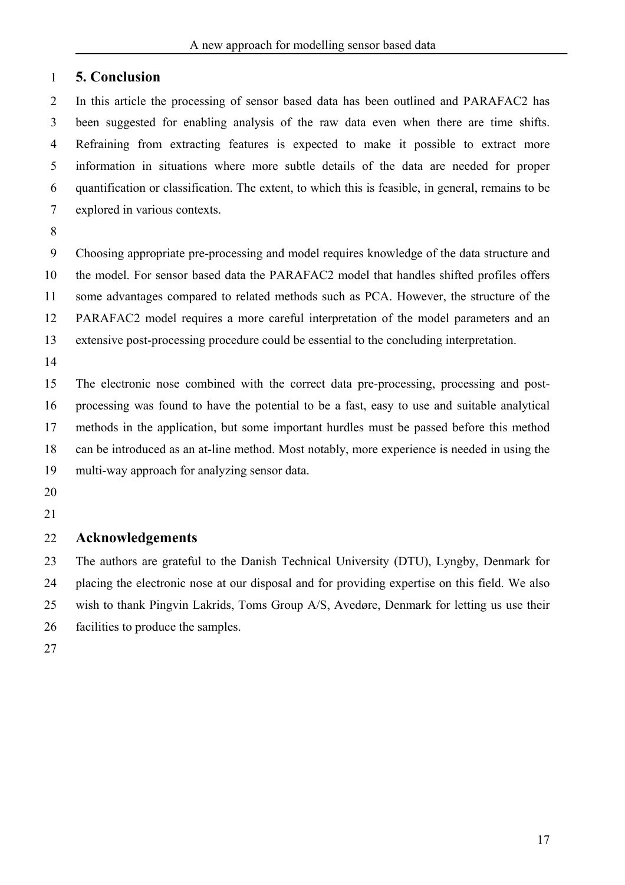## 5. Conclusion

In this article the processing of sensor based data has been outlined and PARAFAC2 has been suggested for enabling analysis of the raw data even when there are time shifts. Refraining from extracting features is expected to make it possible to extract more information in situations where more subtle details of the data are needed for proper quantification or classification. The extent, to which this is feasible, in general, remains to be explored in various contexts.

Choosing appropriate pre-processing and model requires knowledge of the data structure and the model. For sensor based data the PARAFAC2 model that handles shifted profiles offers some advantages compared to related methods such as PCA. However, the structure of the PARAFAC2 model requires a more careful interpretation of the model parameters and an extensive post-processing procedure could be essential to the concluding interpretation.

The electronic nose combined with the correct data pre-processing, processing and post-processing was found to have the potential to be a fast, easy to use and suitable analytical methods in the application, but some important hurdles must be passed before this method can be introduced as an at-line method. Most notably, more experience is needed in using the multi-way approach for analyzing sensor data.

## Acknowledgements

The authors are grateful to the Danish Technical University (DTU), Lyngby, Denmark for placing the electronic nose at our disposal and for providing expertise on this field. We also wish to thank Pingvin Lakrids, Toms Group A/S, Avedøre, Denmark for letting us use their facilities to produce the samples.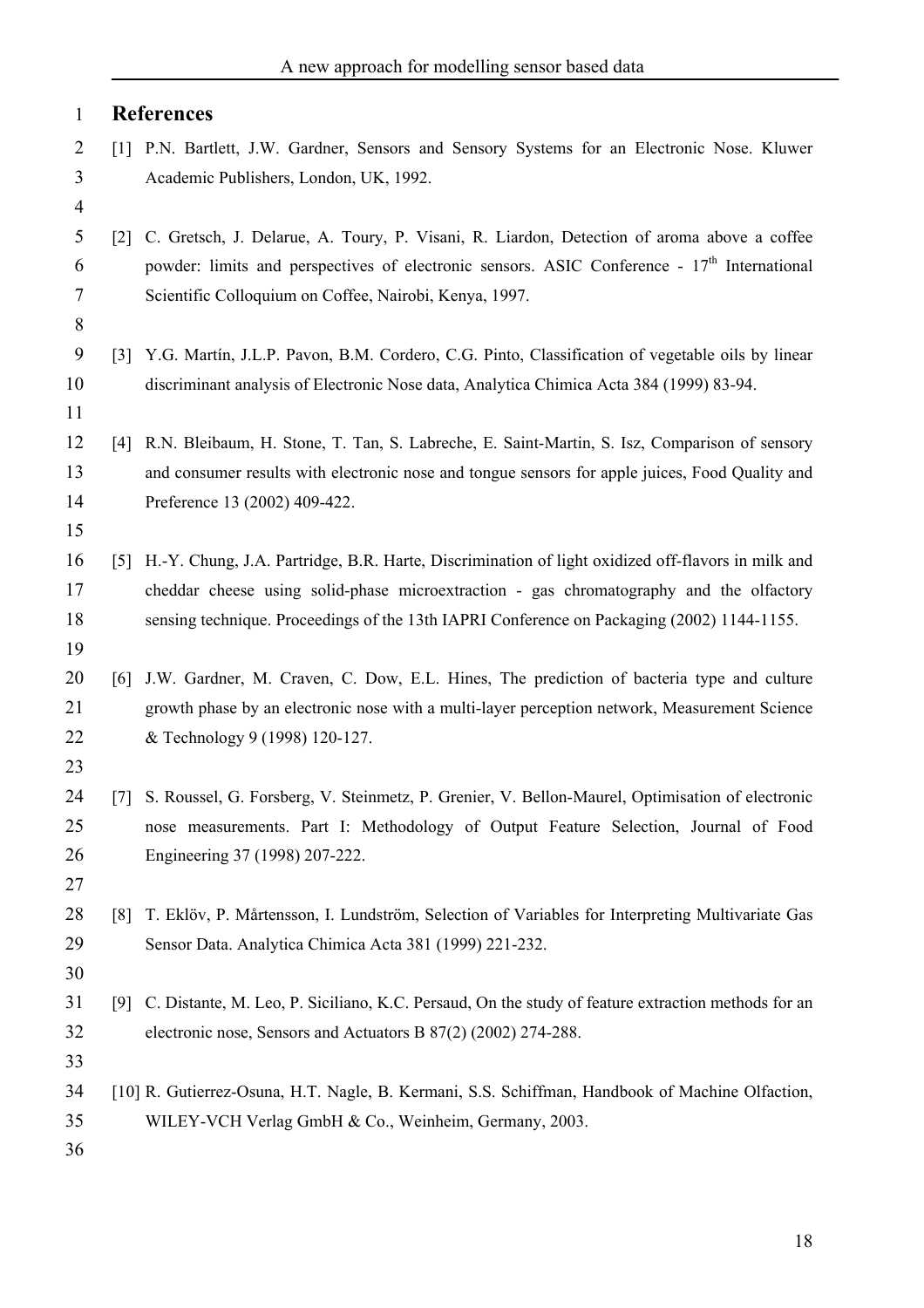# References

[1] P.N. Bartlett, J.W. Gardner, Sensors and Sensory Systems for an Electronic Nose. Kluwer Academic Publishers, London, UK, 1992.

[2] C. Gretsch, J. Delarue, A. Toury, P. Visani, R. Liardon, Detection of aroma above a coffee powder: limits and perspectives of electronic sensors. ASIC Conference - 17th International Scientific Colloquium on Coffee, Nairobi, Kenya, 1997.

[3] Y.G. Martín, J.L.P. Pavon, B.M. Cordero, C.G. Pinto, Classification of vegetable oils by linear discriminant analysis of Electronic Nose data, Analytica Chimica Acta 384 (1999) 83-94.

[4] R.N. Bleibaum, H. Stone, T. Tan, S. Labreche, E. Saint-Martin, S. Isz, Comparison of sensory and consumer results with electronic nose and tongue sensors for apple juices, Food Quality and Preference 13 (2002) 409-422.

[5] H.-Y. Chung, J.A. Partridge, B.R. Harte, Discrimination of light oxidized off-flavors in milk and cheddar cheese using solid-phase microextraction - gas chromatography and the olfactory sensing technique. Proceedings of the 13th IAPRI Conference on Packaging (2002) 1144-1155.

[6] J.W. Gardner, M. Craven, C. Dow, E.L. Hines, The prediction of bacteria type and culture growth phase by an electronic nose with a multi-layer perception network, Measurement Science & Technology 9 (1998) 120-127.

[7] S. Roussel, G. Forsberg, V. Steinmetz, P. Grenier, V. Bellon-Maurel, Optimisation of electronic nose measurements. Part I: Methodology of Output Feature Selection, Journal of Food Engineering 37 (1998) 207-222.

[8] T. Eklöv, P. Mårtensson, I. Lundström, Selection of Variables for Interpreting Multivariate Gas Sensor Data. Analytica Chimica Acta 381 (1999) 221-232.

[9] C. Distante, M. Leo, P. Siciliano, K.C. Persaud, On the study of feature extraction methods for an electronic nose, Sensors and Actuators B 87(2) (2002) 274-288.

[10] R. Gutierrez-Osuna, H.T. Nagle, B. Kermani, S.S. Schiffman, Handbook of Machine Olfaction, WILEY-VCH Verlag GmbH & Co., Weinheim, Germany, 2003.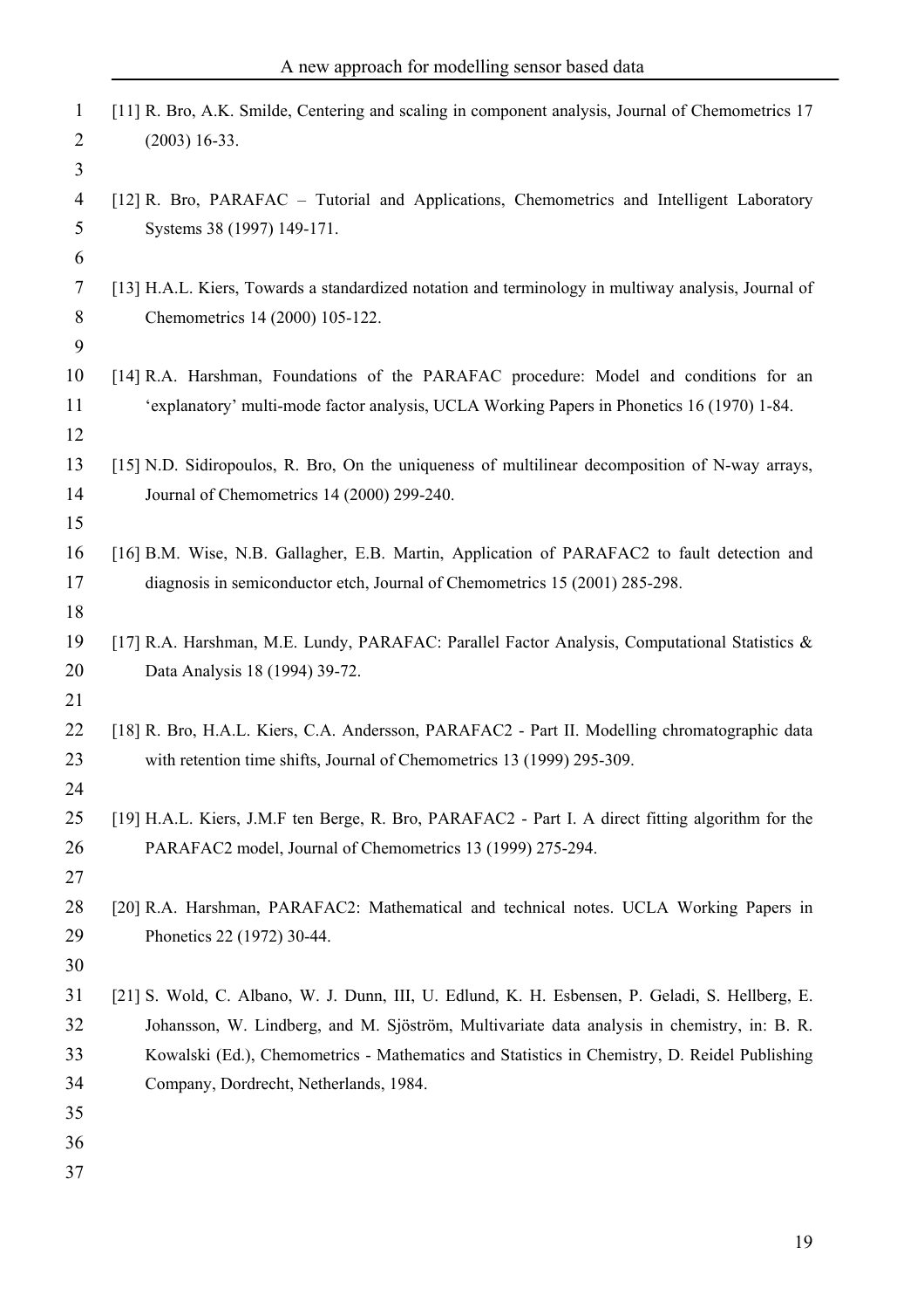[11] R. Bro, A.K. Smilde, Centering and scaling in component analysis, Journal of Chemometrics 17 (2003) 16-33.

[12] R. Bro, PARAFAC – Tutorial and Applications, Chemometrics and Intelligent Laboratory Systems 38 (1997) 149-171.

[13] H.A.L. Kiers, Towards a standardized notation and terminology in multiway analysis, Journal of Chemometrics 14 (2000) 105-122.

[14] R.A. Harshman, Foundations of the PARAFAC procedure: Model and conditions for an 'explanatory' multi-mode factor analysis, UCLA Working Papers in Phonetics 16 (1970) 1-84.

[15] N.D. Sidiropoulos, R. Bro, On the uniqueness of multilinear decomposition of N-way arrays, Journal of Chemometrics 14 (2000) 299-240.

[16] B.M. Wise, N.B. Gallagher, E.B. Martin, Application of PARAFAC2 to fault detection and diagnosis in semiconductor etch, Journal of Chemometrics 15 (2001) 285-298.

[17] R.A. Harshman, M.E. Lundy, PARAFAC: Parallel Factor Analysis, Computational Statistics & Data Analysis 18 (1994) 39-72.

[18] R. Bro, H.A.L. Kiers, C.A. Andersson, PARAFAC2 - Part II. Modelling chromatographic data with retention time shifts, Journal of Chemometrics 13 (1999) 295-309.

[19] H.A.L. Kiers, J.M.F ten Berge, R. Bro, PARAFAC2 - Part I. A direct fitting algorithm for the PARAFAC2 model, Journal of Chemometrics 13 (1999) 275-294.

[20] R.A. Harshman, PARAFAC2: Mathematical and technical notes. UCLA Working Papers in Phonetics 22 (1972) 30-44.

[21] S. Wold, C. Albano, W. J. Dunn, III, U. Edlund, K. H. Esbensen, P. Geladi, S. Hellberg, E. Johansson, W. Lindberg, and M. Sjöström, Multivariate data analysis in chemistry, in: B. R. Kowalski (Ed.), Chemometrics - Mathematics and Statistics in Chemistry, D. Reidel Publishing Company, Dordrecht, Netherlands, 1984.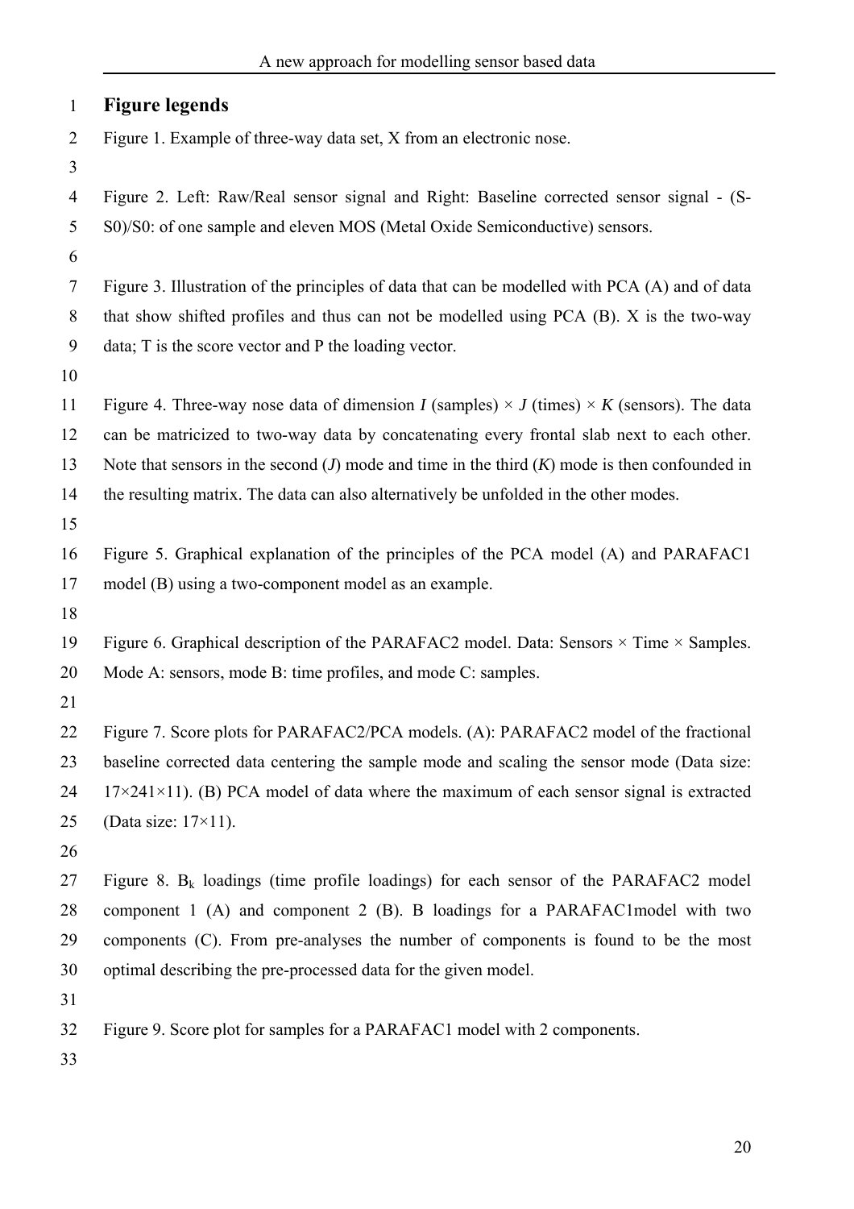## Figure legends

Figure 1. Example of three-way data set, X from an electronic nose.

Figure 2. Left: Raw/Real sensor signal and Right: Baseline corrected sensor signal - (S-S0)/S0: of one sample and eleven MOS (Metal Oxide Semiconductive) sensors.

Figure 3. Illustration of the principles of data that can be modelled with PCA (A) and of data that show shifted profiles and thus can not be modelled using PCA (B). X is the two-way data; T is the score vector and P the loading vector.

Figure 4. Three-way nose data of dimension $I$ (samples) × $J$ (times) × $K$ (sensors). The data can be matricized to two-way data by concatenating every frontal slab next to each other. Note that sensors in the second ($J$) mode and time in the third ($K$) mode is then confounded in the resulting matrix. The data can also alternatively be unfolded in the other modes.

Figure 5. Graphical explanation of the principles of the PCA model (A) and PARAFAC1 model (B) using a two-component model as an example.

Figure 6. Graphical description of the PARAFAC2 model. Data: Sensors × Time × Samples. Mode A: sensors, mode B: time profiles, and mode C: samples.

Figure 7. Score plots for PARAFAC2/PCA models. (A): PARAFAC2 model of the fractional baseline corrected data centering the sample mode and scaling the sensor mode (Data size: 17×241×11). (B) PCA model of data where the maximum of each sensor signal is extracted (Data size: 17×11).

Figure 8. $B_k$ loadings (time profile loadings) for each sensor of the PARAFAC2 model component 1 (A) and component 2 (B). B loadings for a PARAFAC1model with two components (C). From pre-analyses the number of components is found to be the most optimal describing the pre-processed data for the given model.

Figure 9. Score plot for samples for a PARAFAC1 model with 2 components.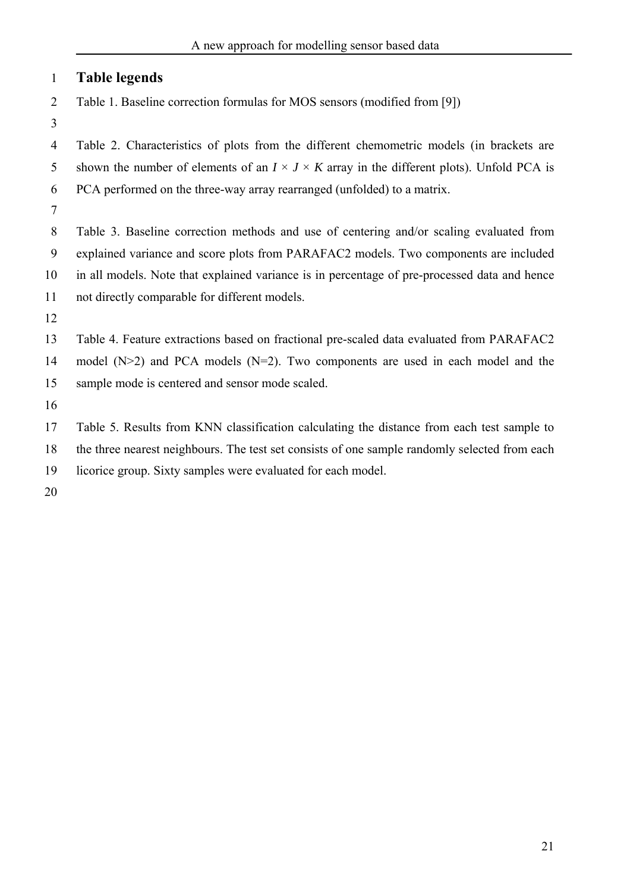# Table legends

Table 1. Baseline correction formulas for MOS sensors (modified from [9])

Table 2. Characteristics of plots from the different chemometric models (in brackets are shown the number of elements of an $I \times J \times K$ array in the different plots). Unfold PCA is PCA performed on the three-way array rearranged (unfolded) to a matrix.

Table 3. Baseline correction methods and use of centering and/or scaling evaluated from explained variance and score plots from PARAFAC2 models. Two components are included in all models. Note that explained variance is in percentage of pre-processed data and hence not directly comparable for different models.

Table 4. Feature extractions based on fractional pre-scaled data evaluated from PARAFAC2 model ($N>2$) and PCA models ($N=2$). Two components are used in each model and the sample mode is centered and sensor mode scaled.

Table 5. Results from KNN classification calculating the distance from each test sample to the three nearest neighbours. The test set consists of one sample randomly selected from each licorice group. Sixty samples were evaluated for each model.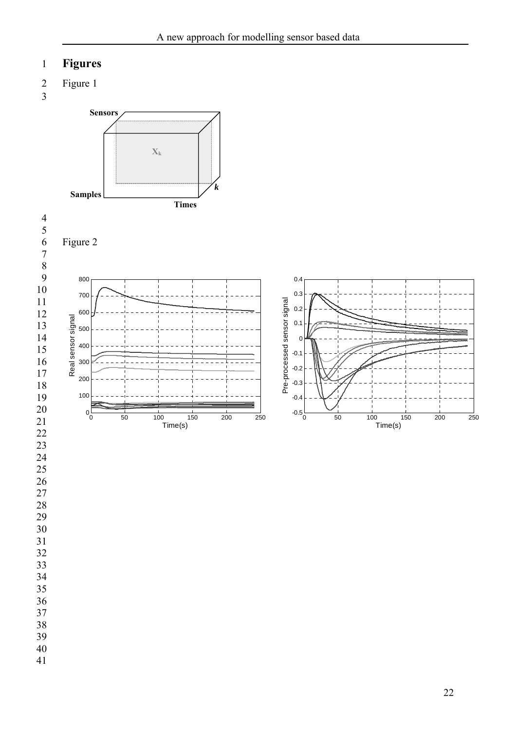# Figures

Figure 1

Figure 2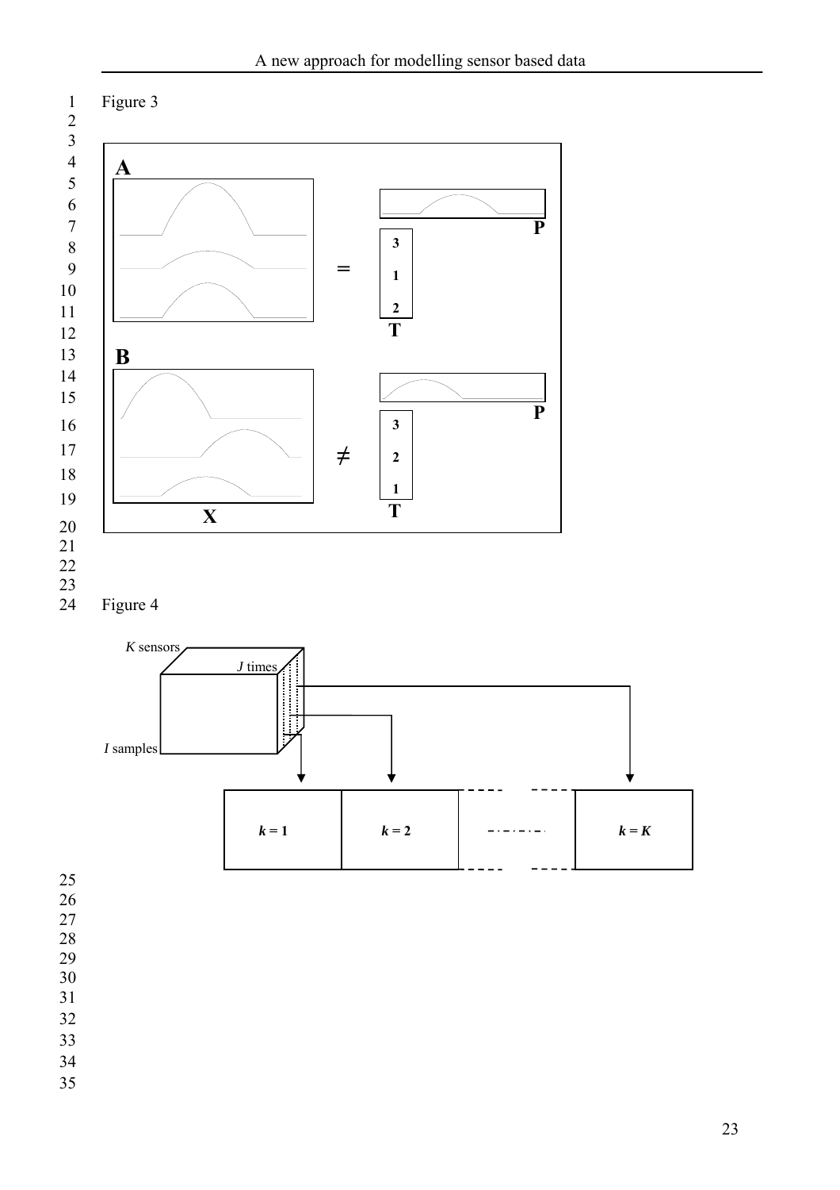Figure 3

Figure 4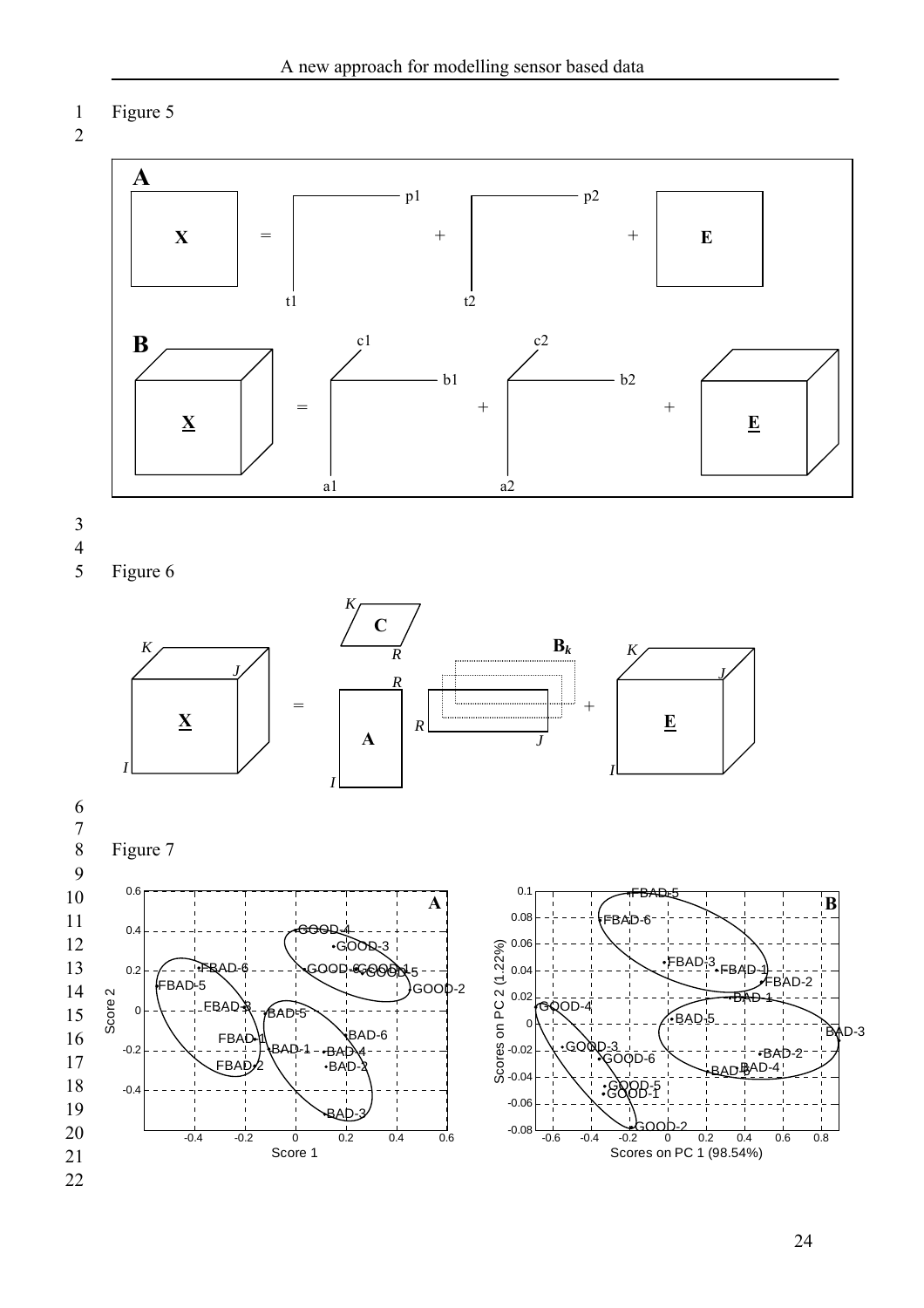Figure 5

Figure 6

Figure 7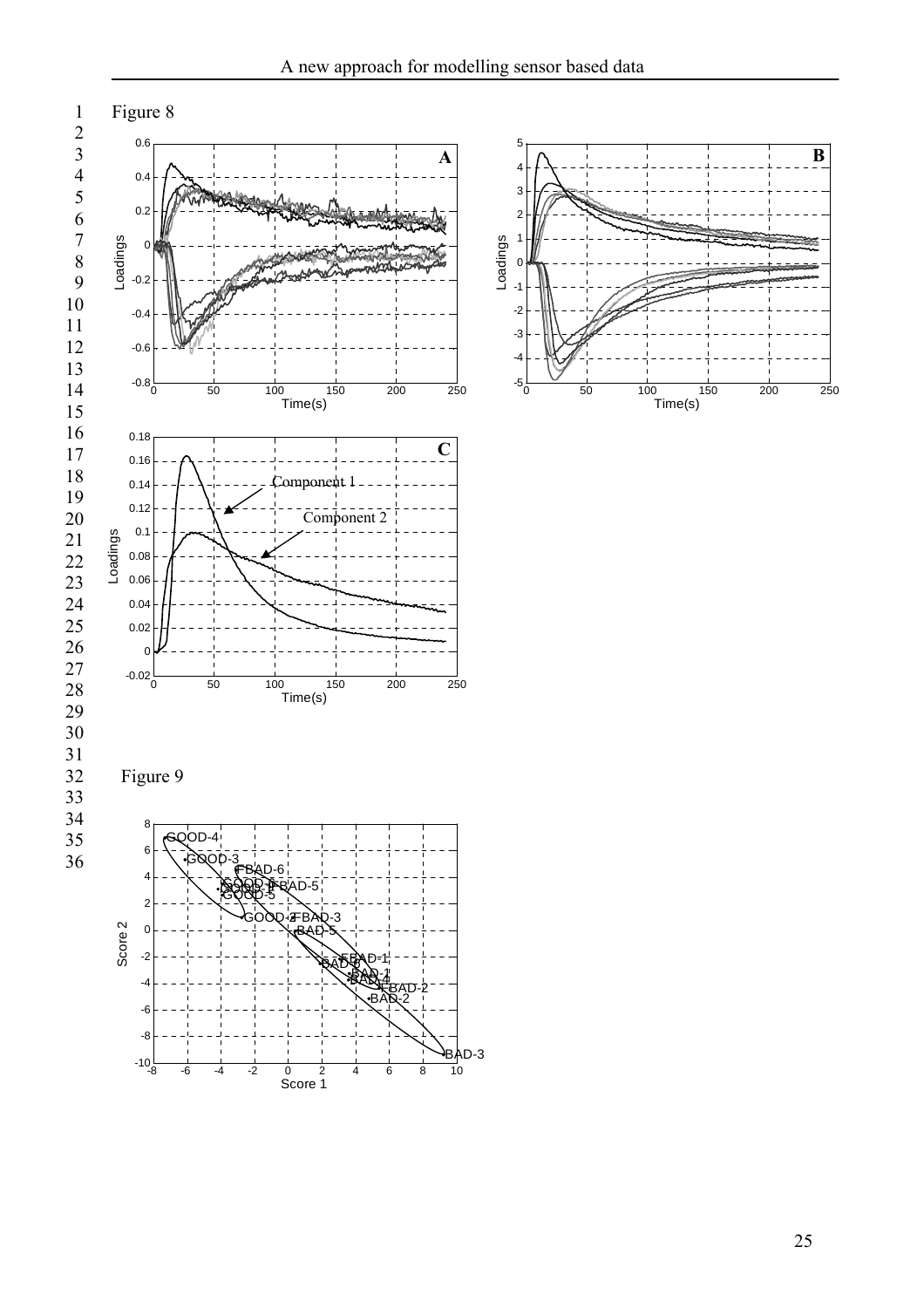Figure 8

Figure 9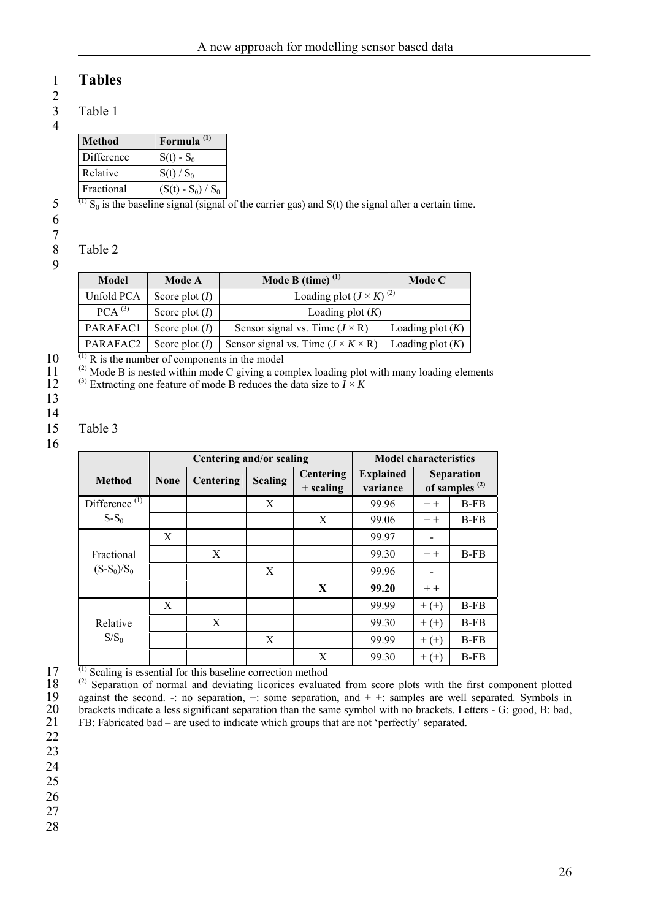# Tables

Table 1

| Method | Formula [(1)] |
|---|---|
| Difference | $S(t) - S_0$ |
| Relative | $S(t) / S_0$ |
| Fractional | $(S(t) - S_0) / S_0$ |

[(1)] $S_0$ is the baseline signal (signal of the carrier gas) and S(t) the signal after a certain time.

Table 2

| Model | Mode A | Mode B (time) [(1)] | Mode C |
|---|---|---|---|
| Unfold PCA | Score plot (*I*) | Loading plot ($J \times K$) [(2)] | |
| PCA [(3)] | Score plot (*I*) | Loading plot (*K*) | |
| PARAFAC1 | Score plot (*I*) | Sensor signal vs. Time ($J \times$ R) | Loading plot (*K*) |
| PARAFAC2 | Score plot (*I*) | Sensor signal vs. Time ($J \times K \times$ R) | Loading plot (*K*) |

[(1)] R is the number of components in the model
[(2)] Mode B is nested within mode C giving a complex loading plot with many loading elements
[(3)] Extracting one feature of mode B reduces the data size to $I \times K$

Table 3

| | Centering and/or scaling | | | | Model characteristics | | |
|---|---|---|---|---|---|---|---|
| **Method** | **None** | **Centering** | **Scaling** | **Centering + scaling** | **Explained variance** | **Separation of samples** [(2)] | |
| Difference [(1)] $S-S_0$ | | | X | | 99.96 | + + | B-FB |
| | | | | X | 99.06 | + + | B-FB |
| Fractional $(S-S_0)/S_0$ | X | | | | 99.97 | - | |
| | | X | | | 99.30 | + + | B-FB |
| | | | X | | 99.96 | - | |
| | | | | **X** | **99.20** | **+ +** | |
| Relative $S/S_0$ | X | | | | 99.99 | + (+) | B-FB |
| | | X | | | 99.30 | + (+) | B-FB |
| | | | X | | 99.99 | + (+) | B-FB |
| | | | | X | 99.30 | + (+) | B-FB |

[(1)] Scaling is essential for this baseline correction method
[(2)] Separation of normal and deviating licorices evaluated from score plots with the first component plotted against the second. -: no separation, +: some separation, and + +: samples are well separated. Symbols in brackets indicate a less significant separation than the same symbol with no brackets. Letters - G: good, B: bad, FB: Fabricated bad – are used to indicate which groups that are not 'perfectly' separated.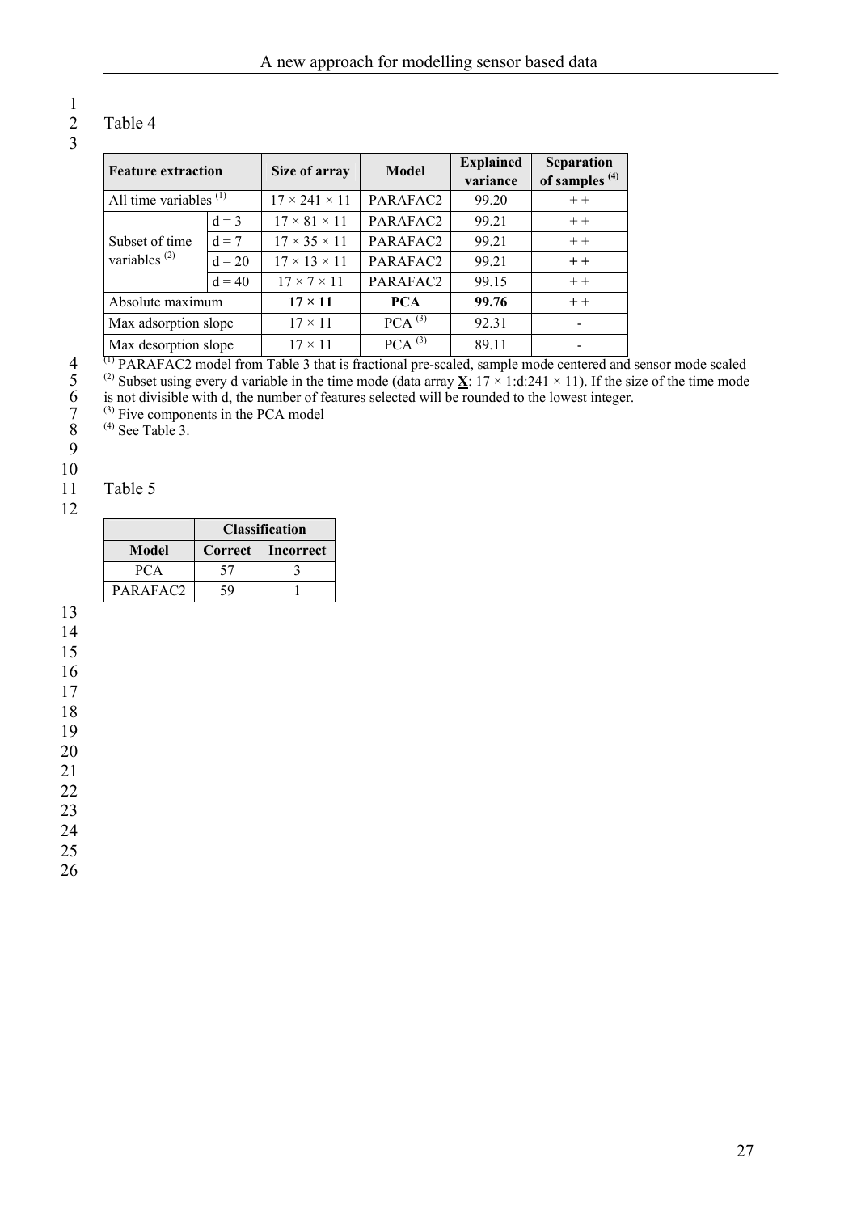Table 4

| Feature extraction | | Size of array | Model | Explained variance | Separation of samples [4] |
|---|---|---|---|---|---|
| All time variables [1] | | 17 × 241 × 11 | PARAFAC2 | 99.20 | + + |
| Subset of time variables [2] | d = 3 | 17 × 81 × 11 | PARAFAC2 | 99.21 | + + |
| | d = 7 | 17 × 35 × 11 | PARAFAC2 | 99.21 | + + |
| | d = 20 | 17 × 13 × 11 | PARAFAC2 | 99.21 | **+ +** |
| | d = 40 | 17 × 7 × 11 | PARAFAC2 | 99.15 | + + |
| Absolute maximum | | **17 × 11** | **PCA** | **99.76** | **+ +** |
| Max adsorption slope | | 17 × 11 | PCA [3] | 92.31 | - |
| Max desorption slope | | 17 × 11 | PCA [3] | 89.11 | - |

[1] PARAFAC2 model from Table 3 that is fractional pre-scaled, sample mode centered and sensor mode scaled
[2] Subset using every d variable in the time mode (data array $\underline{\mathbf{X}}$: 17 × 1:d:241 × 11). If the size of the time mode is not divisible with d, the number of features selected will be rounded to the lowest integer.
[3] Five components in the PCA model
[4] See Table 3.

Table 5

| | Classification | |
|---|---|---|
| **Model** | **Correct** | **Incorrect** |
| PCA | 57 | 3 |
| PARAFAC2 | 59 | 1 |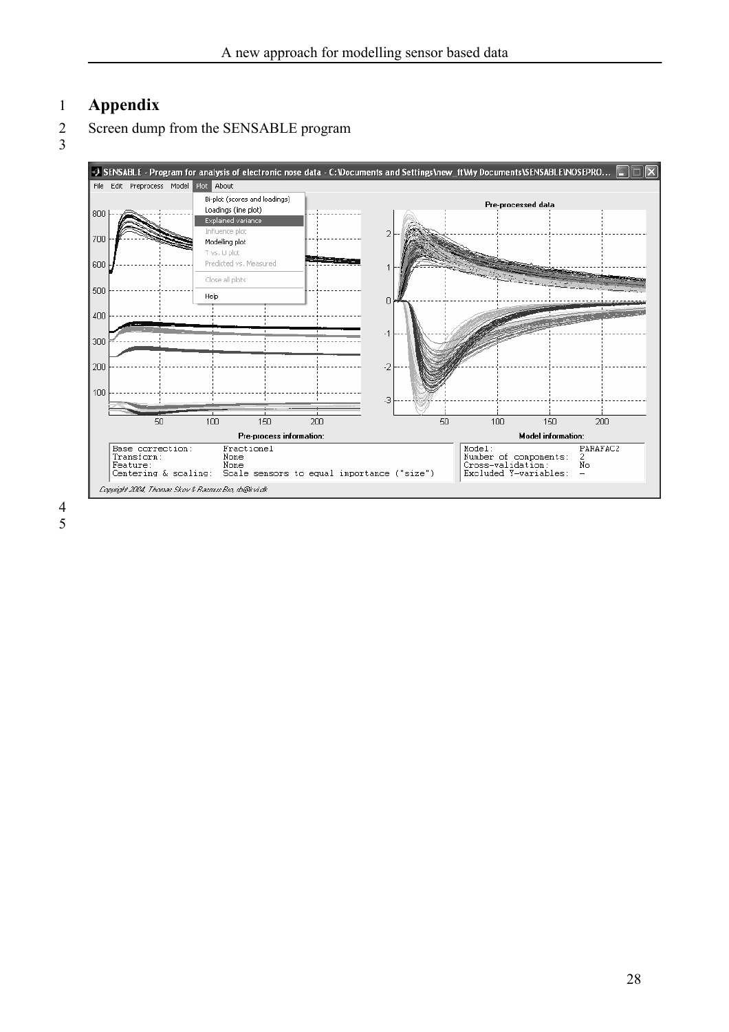# Appendix

Screen dump from the SENSABLE program

SENSABLE - Program for analysis of electronic nose data - C:\Documents and Settings\new_ft\My Documents\SENSABLE\NOSEPRO...

File Edit Preprocess Model Plot About

Bi-plot (scores and loadings)
Loadings (line plot)
Explained variance
Influence plot
Modelling plot
T vs. U plot
Predicted vs. Measured
Close all plots
Help

800
700
600
500
400
300
200
100
50 100 150 200

Pre-processed data

2
1
0
-1
-2
-3
50 100 150 200

Pre-process information:

Base correction: Fractional
Transform: None
Feature: None
Centering & scaling: Scale sensors to equal importance ("size")

Model information:

Model: PARAFAC2
Number of components: 2
Cross-validation: No
Excluded Y-variables: -

Copyright 2004, Thomas Skov & Rasmus Bro, rb@kvl.dk